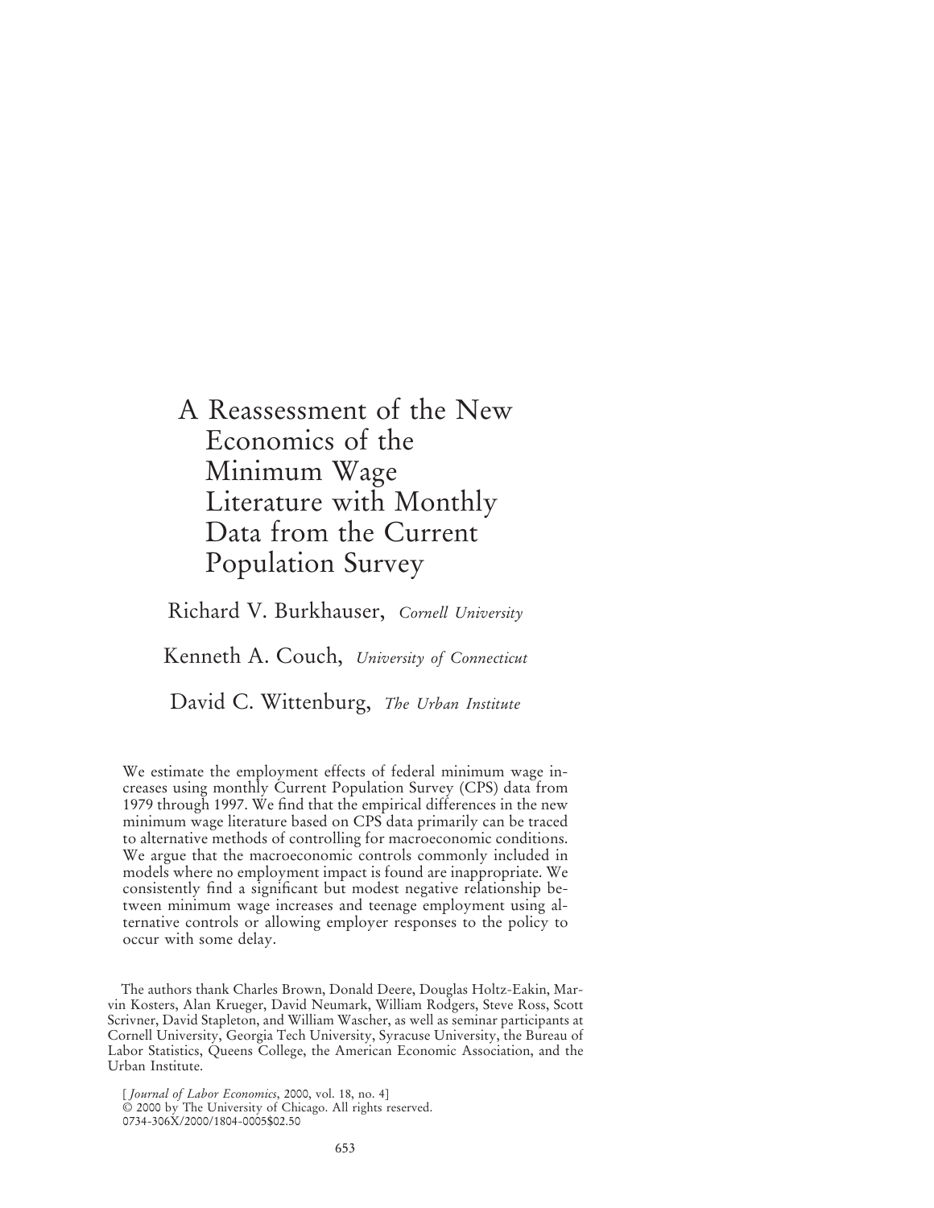# A Reassessment of the New Economics of the Minimum Wage Literature with Monthly Data from the Current Population Survey

Richard V. Burkhauser, *Cornell University*

Kenneth A. Couch, *University of Connecticut*

David C. Wittenburg, *The Urban Institute*

We estimate the employment effects of federal minimum wage increases using monthly Current Population Survey (CPS) data from 1979 through 1997. We find that the empirical differences in the new minimum wage literature based on CPS data primarily can be traced to alternative methods of controlling for macroeconomic conditions. We argue that the macroeconomic controls commonly included in models where no employment impact is found are inappropriate. We consistently find a significant but modest negative relationship between minimum wage increases and teenage employment using alternative controls or allowing employer responses to the policy to occur with some delay.

The authors thank Charles Brown, Donald Deere, Douglas Holtz-Eakin, Marvin Kosters, Alan Krueger, David Neumark, William Rodgers, Steve Ross, Scott Scrivner, David Stapleton, and William Wascher, as well as seminar participants at Cornell University, Georgia Tech University, Syracuse University, the Bureau of Labor Statistics, Queens College, the American Economic Association, and the Urban Institute.

[*Journal of Labor Economics*, 2000, vol. 18, no. 4]
© 2000 by The University of Chicago. All rights reserved.
0734-306X/2000/1804-0005$02.50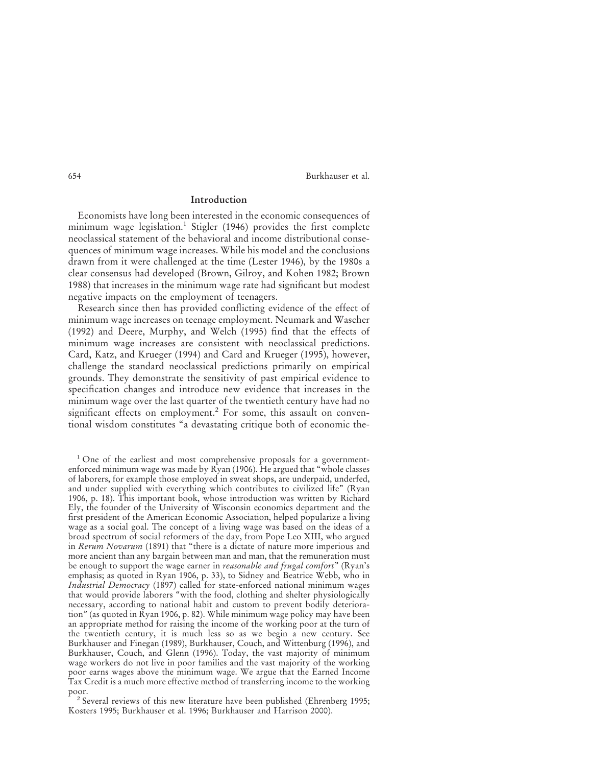## Introduction

Economists have long been interested in the economic consequences of minimum wage legislation.[1] Stigler (1946) provides the first complete neoclassical statement of the behavioral and income distributional consequences of minimum wage increases. While his model and the conclusions drawn from it were challenged at the time (Lester 1946), by the 1980s a clear consensus had developed (Brown, Gilroy, and Kohen 1982; Brown 1988) that increases in the minimum wage rate had significant but modest negative impacts on the employment of teenagers.

Research since then has provided conflicting evidence of the effect of minimum wage increases on teenage employment. Neumark and Wascher (1992) and Deere, Murphy, and Welch (1995) find that the effects of minimum wage increases are consistent with neoclassical predictions. Card, Katz, and Krueger (1994) and Card and Krueger (1995), however, challenge the standard neoclassical predictions primarily on empirical grounds. They demonstrate the sensitivity of past empirical evidence to specification changes and introduce new evidence that increases in the minimum wage over the last quarter of the twentieth century have had no significant effects on employment.[2] For some, this assault on conventional wisdom constitutes "a devastating critique both of economic the-

[1] One of the earliest and most comprehensive proposals for a government-enforced minimum wage was made by Ryan (1906). He argued that "whole classes of laborers, for example those employed in sweat shops, are underpaid, underfed, and under supplied with everything which contributes to civilized life" (Ryan 1906, p. 18). This important book, whose introduction was written by Richard Ely, the founder of the University of Wisconsin economics department and the first president of the American Economic Association, helped popularize a living wage as a social goal. The concept of a living wage was based on the ideas of a broad spectrum of social reformers of the day, from Pope Leo XIII, who argued in *Rerum Novarum* (1891) that "there is a dictate of nature more imperious and more ancient than any bargain between man and man, that the remuneration must be enough to support the wage earner in *reasonable and frugal comfort*" (Ryan's emphasis; as quoted in Ryan 1906, p. 33), to Sidney and Beatrice Webb, who in *Industrial Democracy* (1897) called for state-enforced national minimum wages that would provide laborers "with the food, clothing and shelter physiologically necessary, according to national habit and custom to prevent bodily deterioration" (as quoted in Ryan 1906, p. 82). While minimum wage policy may have been an appropriate method for raising the income of the working poor at the turn of the twentieth century, it is much less so as we begin a new century. See Burkhauser and Finegan (1989), Burkhauser, Couch, and Wittenburg (1996), and Burkhauser, Couch, and Glenn (1996). Today, the vast majority of minimum wage workers do not live in poor families and the vast majority of the working poor earns wages above the minimum wage. We argue that the Earned Income Tax Credit is a much more effective method of transferring income to the working poor.

[2] Several reviews of this new literature have been published (Ehrenberg 1995; Kosters 1995; Burkhauser et al. 1996; Burkhauser and Harrison 2000).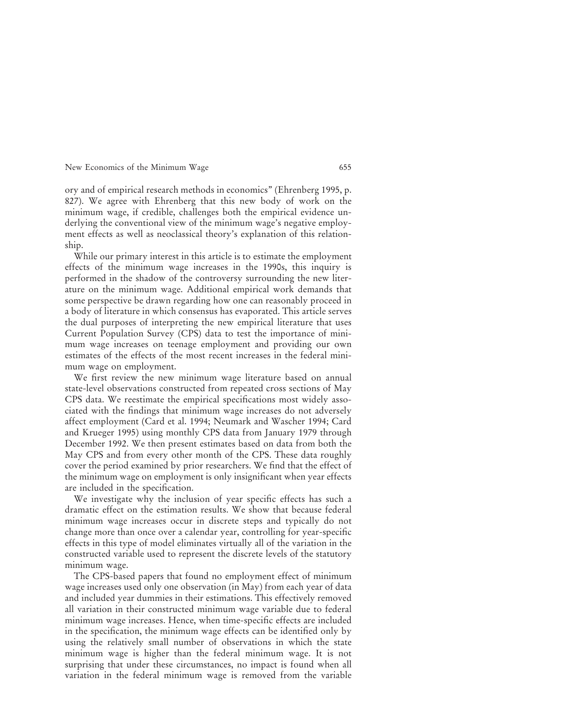ory and of empirical research methods in economics" (Ehrenberg 1995, p. 827). We agree with Ehrenberg that this new body of work on the minimum wage, if credible, challenges both the empirical evidence underlying the conventional view of the minimum wage's negative employment effects as well as neoclassical theory's explanation of this relationship.

While our primary interest in this article is to estimate the employment effects of the minimum wage increases in the 1990s, this inquiry is performed in the shadow of the controversy surrounding the new literature on the minimum wage. Additional empirical work demands that some perspective be drawn regarding how one can reasonably proceed in a body of literature in which consensus has evaporated. This article serves the dual purposes of interpreting the new empirical literature that uses Current Population Survey (CPS) data to test the importance of minimum wage increases on teenage employment and providing our own estimates of the effects of the most recent increases in the federal minimum wage on employment.

We first review the new minimum wage literature based on annual state-level observations constructed from repeated cross sections of May CPS data. We reestimate the empirical specifications most widely associated with the findings that minimum wage increases do not adversely affect employment (Card et al. 1994; Neumark and Wascher 1994; Card and Krueger 1995) using monthly CPS data from January 1979 through December 1992. We then present estimates based on data from both the May CPS and from every other month of the CPS. These data roughly cover the period examined by prior researchers. We find that the effect of the minimum wage on employment is only insignificant when year effects are included in the specification.

We investigate why the inclusion of year specific effects has such a dramatic effect on the estimation results. We show that because federal minimum wage increases occur in discrete steps and typically do not change more than once over a calendar year, controlling for year-specific effects in this type of model eliminates virtually all of the variation in the constructed variable used to represent the discrete levels of the statutory minimum wage.

The CPS-based papers that found no employment effect of minimum wage increases used only one observation (in May) from each year of data and included year dummies in their estimations. This effectively removed all variation in their constructed minimum wage variable due to federal minimum wage increases. Hence, when time-specific effects are included in the specification, the minimum wage effects can be identified only by using the relatively small number of observations in which the state minimum wage is higher than the federal minimum wage. It is not surprising that under these circumstances, no impact is found when all variation in the federal minimum wage is removed from the variable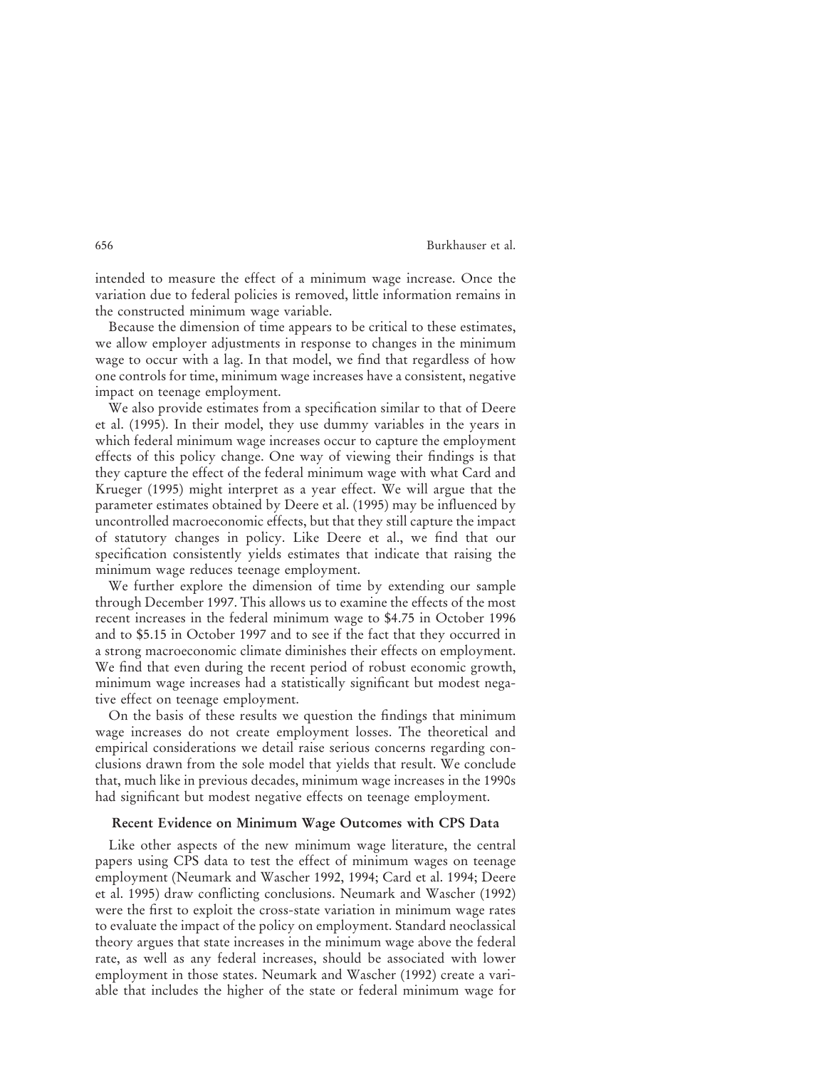intended to measure the effect of a minimum wage increase. Once the variation due to federal policies is removed, little information remains in the constructed minimum wage variable.

Because the dimension of time appears to be critical to these estimates, we allow employer adjustments in response to changes in the minimum wage to occur with a lag. In that model, we find that regardless of how one controls for time, minimum wage increases have a consistent, negative impact on teenage employment.

We also provide estimates from a specification similar to that of Deere et al. (1995). In their model, they use dummy variables in the years in which federal minimum wage increases occur to capture the employment effects of this policy change. One way of viewing their findings is that they capture the effect of the federal minimum wage with what Card and Krueger (1995) might interpret as a year effect. We will argue that the parameter estimates obtained by Deere et al. (1995) may be influenced by uncontrolled macroeconomic effects, but that they still capture the impact of statutory changes in policy. Like Deere et al., we find that our specification consistently yields estimates that indicate that raising the minimum wage reduces teenage employment.

We further explore the dimension of time by extending our sample through December 1997. This allows us to examine the effects of the most recent increases in the federal minimum wage to $4.75 in October 1996 and to $5.15 in October 1997 and to see if the fact that they occurred in a strong macroeconomic climate diminishes their effects on employment. We find that even during the recent period of robust economic growth, minimum wage increases had a statistically significant but modest negative effect on teenage employment.

On the basis of these results we question the findings that minimum wage increases do not create employment losses. The theoretical and empirical considerations we detail raise serious concerns regarding conclusions drawn from the sole model that yields that result. We conclude that, much like in previous decades, minimum wage increases in the 1990s had significant but modest negative effects on teenage employment.

## Recent Evidence on Minimum Wage Outcomes with CPS Data

Like other aspects of the new minimum wage literature, the central papers using CPS data to test the effect of minimum wages on teenage employment (Neumark and Wascher 1992, 1994; Card et al. 1994; Deere et al. 1995) draw conflicting conclusions. Neumark and Wascher (1992) were the first to exploit the cross-state variation in minimum wage rates to evaluate the impact of the policy on employment. Standard neoclassical theory argues that state increases in the minimum wage above the federal rate, as well as any federal increases, should be associated with lower employment in those states. Neumark and Wascher (1992) create a variable that includes the higher of the state or federal minimum wage for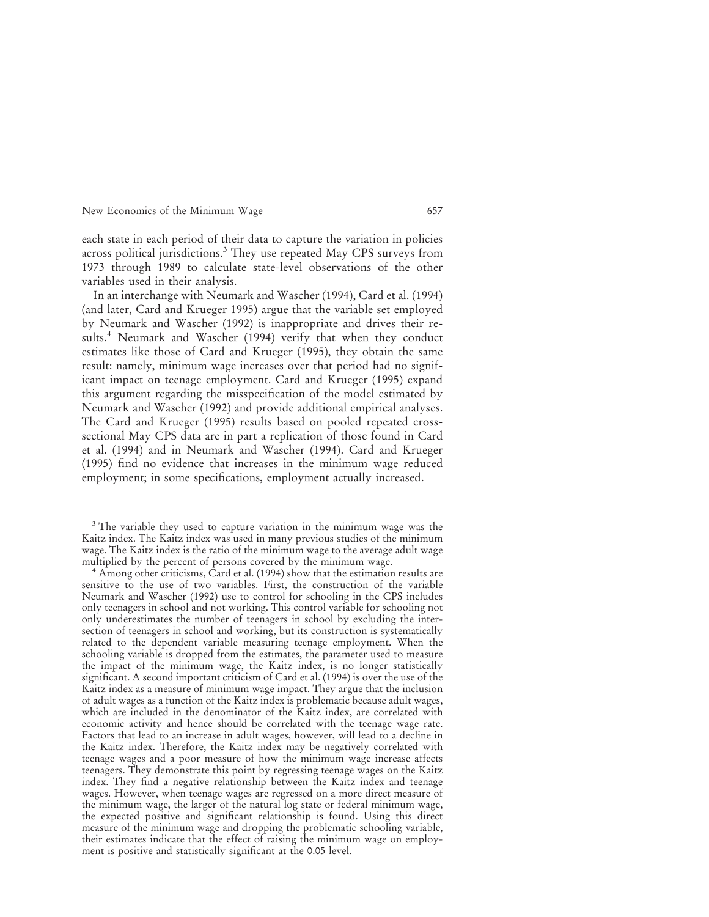each state in each period of their data to capture the variation in policies across political jurisdictions.[3] They use repeated May CPS surveys from 1973 through 1989 to calculate state-level observations of the other variables used in their analysis.

In an interchange with Neumark and Wascher (1994), Card et al. (1994) (and later, Card and Krueger 1995) argue that the variable set employed by Neumark and Wascher (1992) is inappropriate and drives their results.[4] Neumark and Wascher (1994) verify that when they conduct estimates like those of Card and Krueger (1995), they obtain the same result: namely, minimum wage increases over that period had no significant impact on teenage employment. Card and Krueger (1995) expand this argument regarding the misspecification of the model estimated by Neumark and Wascher (1992) and provide additional empirical analyses. The Card and Krueger (1995) results based on pooled repeated cross-sectional May CPS data are in part a replication of those found in Card et al. (1994) and in Neumark and Wascher (1994). Card and Krueger (1995) find no evidence that increases in the minimum wage reduced employment; in some specifications, employment actually increased.

[3] The variable they used to capture variation in the minimum wage was the Kaitz index. The Kaitz index was used in many previous studies of the minimum wage. The Kaitz index is the ratio of the minimum wage to the average adult wage multiplied by the percent of persons covered by the minimum wage.

[4] Among other criticisms, Card et al. (1994) show that the estimation results are sensitive to the use of two variables. First, the construction of the variable Neumark and Wascher (1992) use to control for schooling in the CPS includes only teenagers in school and not working. This control variable for schooling not only underestimates the number of teenagers in school by excluding the intersection of teenagers in school and working, but its construction is systematically related to the dependent variable measuring teenage employment. When the schooling variable is dropped from the estimates, the parameter used to measure the impact of the minimum wage, the Kaitz index, is no longer statistically significant. A second important criticism of Card et al. (1994) is over the use of the Kaitz index as a measure of minimum wage impact. They argue that the inclusion of adult wages as a function of the Kaitz index is problematic because adult wages, which are included in the denominator of the Kaitz index, are correlated with economic activity and hence should be correlated with the teenage wage rate. Factors that lead to an increase in adult wages, however, will lead to a decline in the Kaitz index. Therefore, the Kaitz index may be negatively correlated with teenage wages and a poor measure of how the minimum wage increase affects teenagers. They demonstrate this point by regressing teenage wages on the Kaitz index. They find a negative relationship between the Kaitz index and teenage wages. However, when teenage wages are regressed on a more direct measure of the minimum wage, the larger of the natural log state or federal minimum wage, the expected positive and significant relationship is found. Using this direct measure of the minimum wage and dropping the problematic schooling variable, their estimates indicate that the effect of raising the minimum wage on employment is positive and statistically significant at the 0.05 level.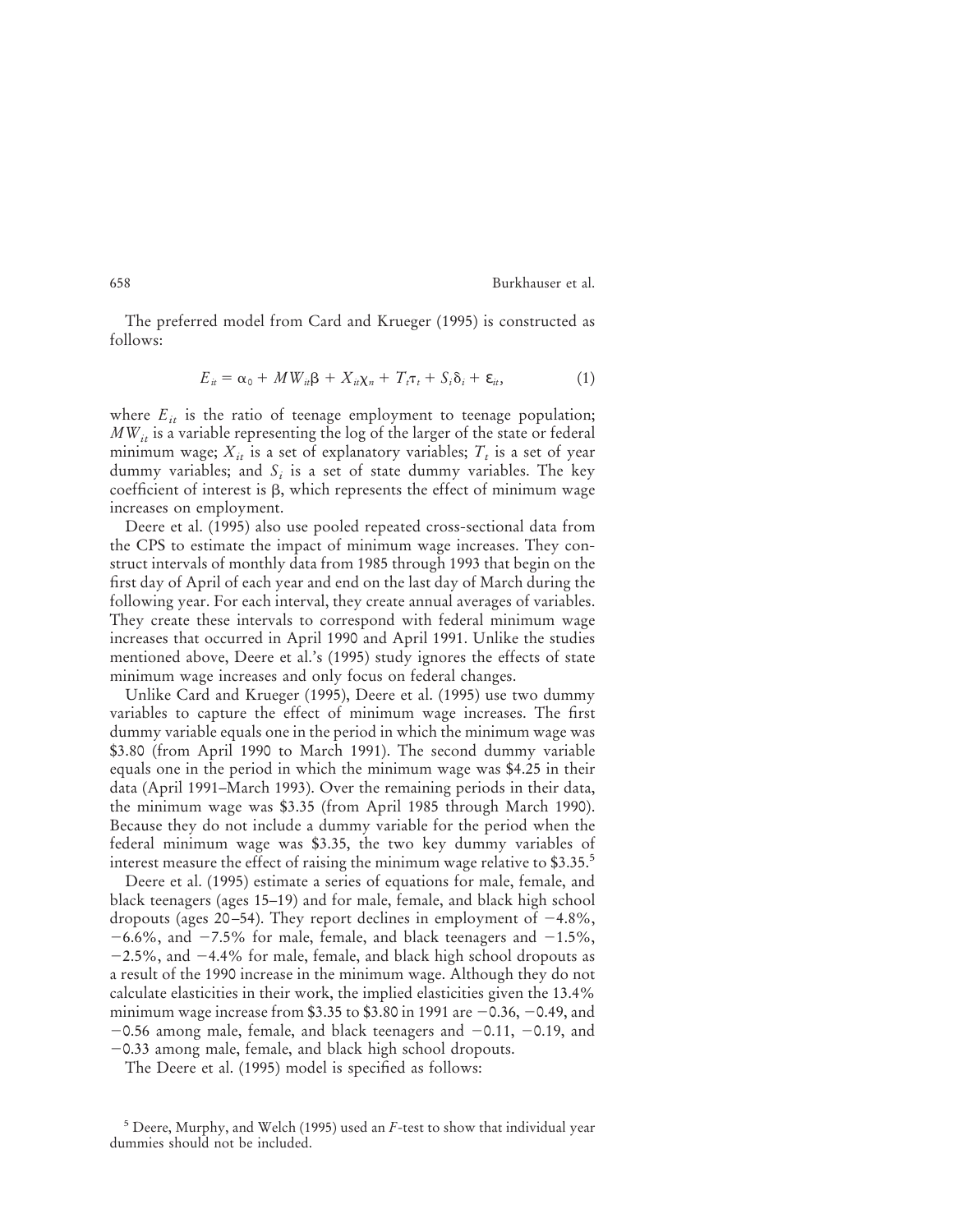The preferred model from Card and Krueger (1995) is constructed as follows:

$$E_{it} = \alpha_0 + MW_{it}\beta + X_{it}\chi_n + T_t\tau_t + S_i\delta_i + \varepsilon_{it}, \tag{1}$$

where $E_{it}$ is the ratio of teenage employment to teenage population; $MW_{it}$ is a variable representing the log of the larger of the state or federal minimum wage; $X_{it}$ is a set of explanatory variables; $T_t$ is a set of year dummy variables; and $S_i$ is a set of state dummy variables. The key coefficient of interest is $\beta$, which represents the effect of minimum wage increases on employment.

Deere et al. (1995) also use pooled repeated cross-sectional data from the CPS to estimate the impact of minimum wage increases. They construct intervals of monthly data from 1985 through 1993 that begin on the first day of April of each year and end on the last day of March during the following year. For each interval, they create annual averages of variables. They create these intervals to correspond with federal minimum wage increases that occurred in April 1990 and April 1991. Unlike the studies mentioned above, Deere et al.'s (1995) study ignores the effects of state minimum wage increases and only focus on federal changes.

Unlike Card and Krueger (1995), Deere et al. (1995) use two dummy variables to capture the effect of minimum wage increases. The first dummy variable equals one in the period in which the minimum wage was \$3.80 (from April 1990 to March 1991). The second dummy variable equals one in the period in which the minimum wage was \$4.25 in their data (April 1991–March 1993). Over the remaining periods in their data, the minimum wage was \$3.35 (from April 1985 through March 1990). Because they do not include a dummy variable for the period when the federal minimum wage was \$3.35, the two key dummy variables of interest measure the effect of raising the minimum wage relative to \$3.35.[5]

Deere et al. (1995) estimate a series of equations for male, female, and black teenagers (ages 15–19) and for male, female, and black high school dropouts (ages 20–54). They report declines in employment of −4.8%, −6.6%, and −7.5% for male, female, and black teenagers and −1.5%, −2.5%, and −4.4% for male, female, and black high school dropouts as a result of the 1990 increase in the minimum wage. Although they do not calculate elasticities in their work, the implied elasticities given the 13.4% minimum wage increase from \$3.35 to \$3.80 in 1991 are −0.36, −0.49, and −0.56 among male, female, and black teenagers and −0.11, −0.19, and −0.33 among male, female, and black high school dropouts.

The Deere et al. (1995) model is specified as follows:

[5] Deere, Murphy, and Welch (1995) used an $F$-test to show that individual year dummies should not be included.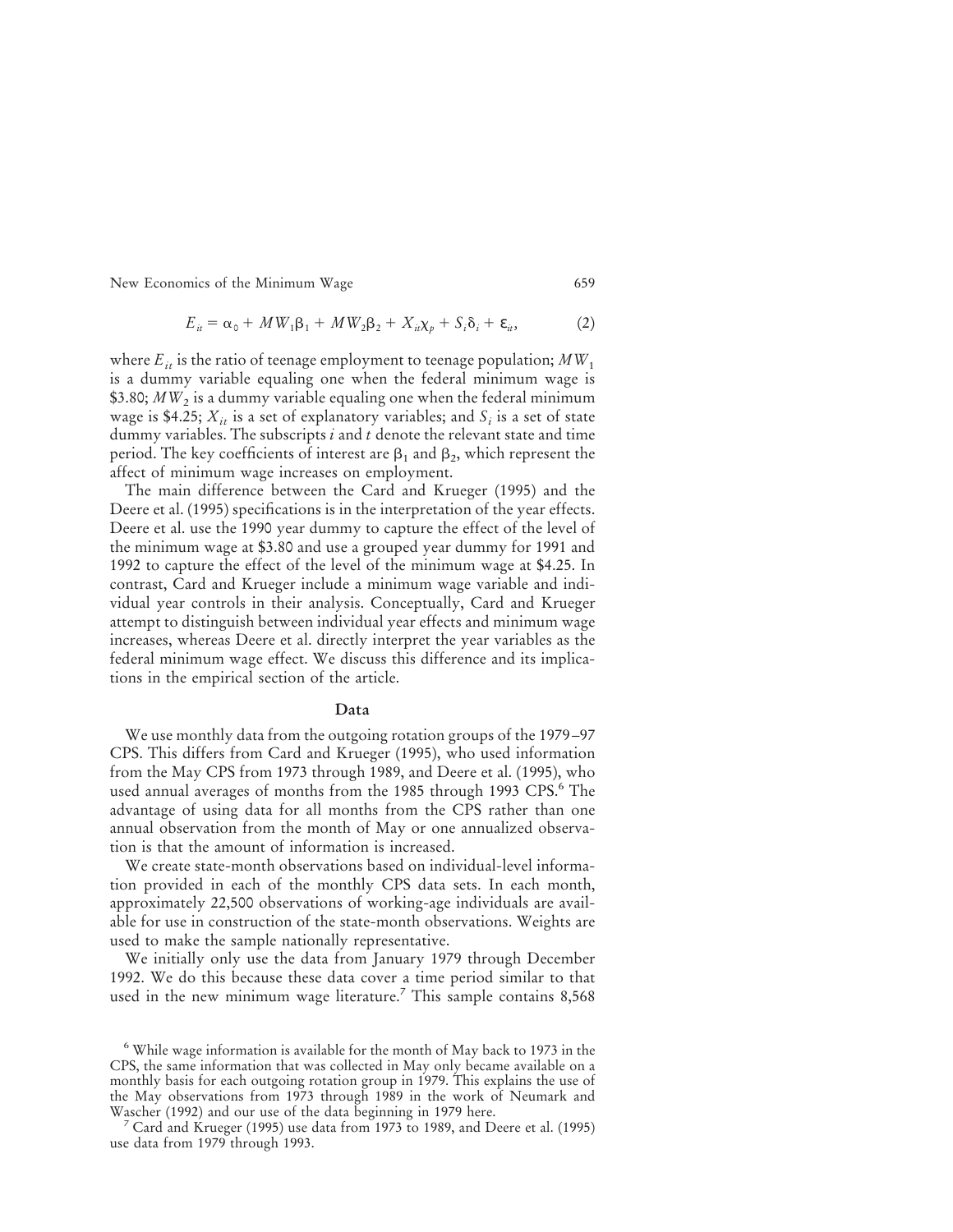$$E_{it} = \alpha_0 + MW_1\beta_1 + MW_2\beta_2 + X_{it}\chi_p + S_i\delta_i + \varepsilon_{it}, \tag{2}$$

where $E_{it}$ is the ratio of teenage employment to teenage population; $MW_1$ is a dummy variable equaling one when the federal minimum wage is \$3.80; $MW_2$ is a dummy variable equaling one when the federal minimum wage is \$4.25; $X_{it}$ is a set of explanatory variables; and $S_i$ is a set of state dummy variables. The subscripts $i$ and $t$ denote the relevant state and time period. The key coefficients of interest are $\beta_1$ and $\beta_2$, which represent the affect of minimum wage increases on employment.

The main difference between the Card and Krueger (1995) and the Deere et al. (1995) specifications is in the interpretation of the year effects. Deere et al. use the 1990 year dummy to capture the effect of the level of the minimum wage at \$3.80 and use a grouped year dummy for 1991 and 1992 to capture the effect of the level of the minimum wage at \$4.25. In contrast, Card and Krueger include a minimum wage variable and individual year controls in their analysis. Conceptually, Card and Krueger attempt to distinguish between individual year effects and minimum wage increases, whereas Deere et al. directly interpret the year variables as the federal minimum wage effect. We discuss this difference and its implications in the empirical section of the article.

## Data

We use monthly data from the outgoing rotation groups of the 1979–97 CPS. This differs from Card and Krueger (1995), who used information from the May CPS from 1973 through 1989, and Deere et al. (1995), who used annual averages of months from the 1985 through 1993 CPS.[6] The advantage of using data for all months from the CPS rather than one annual observation from the month of May or one annualized observation is that the amount of information is increased.

We create state-month observations based on individual-level information provided in each of the monthly CPS data sets. In each month, approximately 22,500 observations of working-age individuals are available for use in construction of the state-month observations. Weights are used to make the sample nationally representative.

We initially only use the data from January 1979 through December 1992. We do this because these data cover a time period similar to that used in the new minimum wage literature.[7] This sample contains 8,568

---

[6] While wage information is available for the month of May back to 1973 in the CPS, the same information that was collected in May only became available on a monthly basis for each outgoing rotation group in 1979. This explains the use of the May observations from 1973 through 1989 in the work of Neumark and Wascher (1992) and our use of the data beginning in 1979 here.

[7] Card and Krueger (1995) use data from 1973 to 1989, and Deere et al. (1995) use data from 1979 through 1993.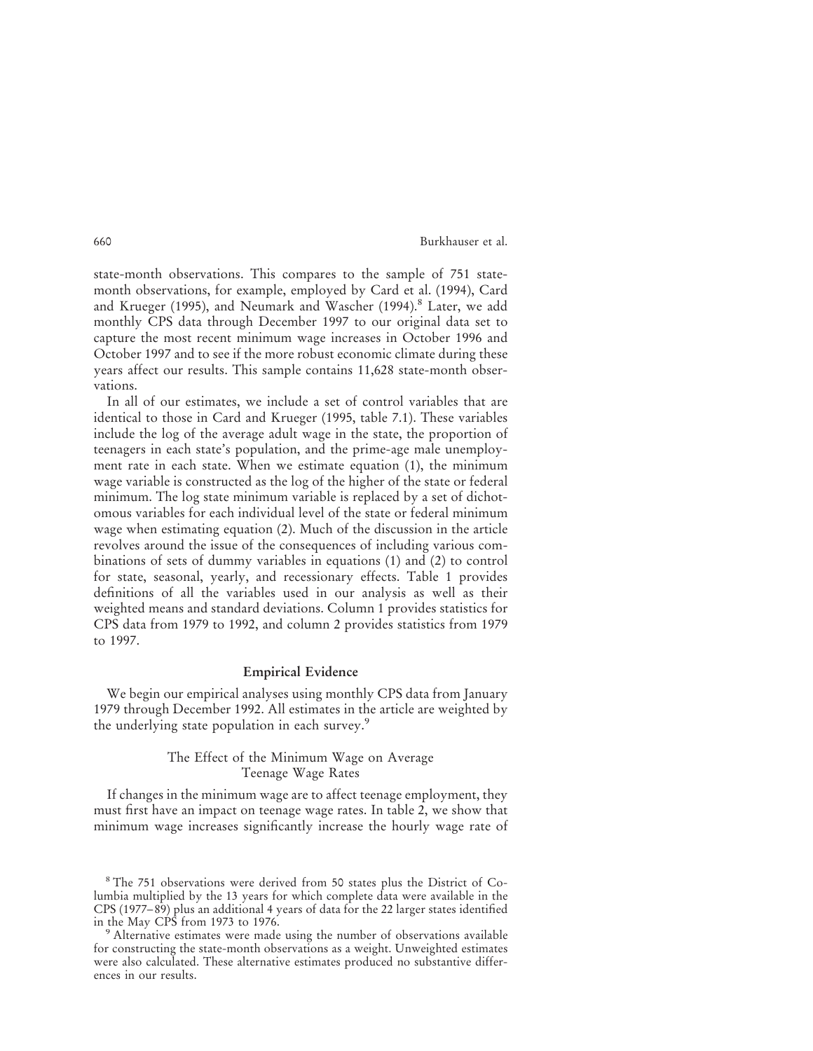state-month observations. This compares to the sample of 751 state-month observations, for example, employed by Card et al. (1994), Card and Krueger (1995), and Neumark and Wascher (1994).[8] Later, we add monthly CPS data through December 1997 to our original data set to capture the most recent minimum wage increases in October 1996 and October 1997 and to see if the more robust economic climate during these years affect our results. This sample contains 11,628 state-month observations.

In all of our estimates, we include a set of control variables that are identical to those in Card and Krueger (1995, table 7.1). These variables include the log of the average adult wage in the state, the proportion of teenagers in each state's population, and the prime-age male unemployment rate in each state. When we estimate equation (1), the minimum wage variable is constructed as the log of the higher of the state or federal minimum. The log state minimum variable is replaced by a set of dichotomous variables for each individual level of the state or federal minimum wage when estimating equation (2). Much of the discussion in the article revolves around the issue of the consequences of including various combinations of sets of dummy variables in equations (1) and (2) to control for state, seasonal, yearly, and recessionary effects. Table 1 provides definitions of all the variables used in our analysis as well as their weighted means and standard deviations. Column 1 provides statistics for CPS data from 1979 to 1992, and column 2 provides statistics from 1979 to 1997.

## Empirical Evidence

We begin our empirical analyses using monthly CPS data from January 1979 through December 1992. All estimates in the article are weighted by the underlying state population in each survey.[9]

### The Effect of the Minimum Wage on Average Teenage Wage Rates

If changes in the minimum wage are to affect teenage employment, they must first have an impact on teenage wage rates. In table 2, we show that minimum wage increases significantly increase the hourly wage rate of

[8] The 751 observations were derived from 50 states plus the District of Columbia multiplied by the 13 years for which complete data were available in the CPS (1977–89) plus an additional 4 years of data for the 22 larger states identified in the May CPS from 1973 to 1976.

[9] Alternative estimates were made using the number of observations available for constructing the state-month observations as a weight. Unweighted estimates were also calculated. These alternative estimates produced no substantive differences in our results.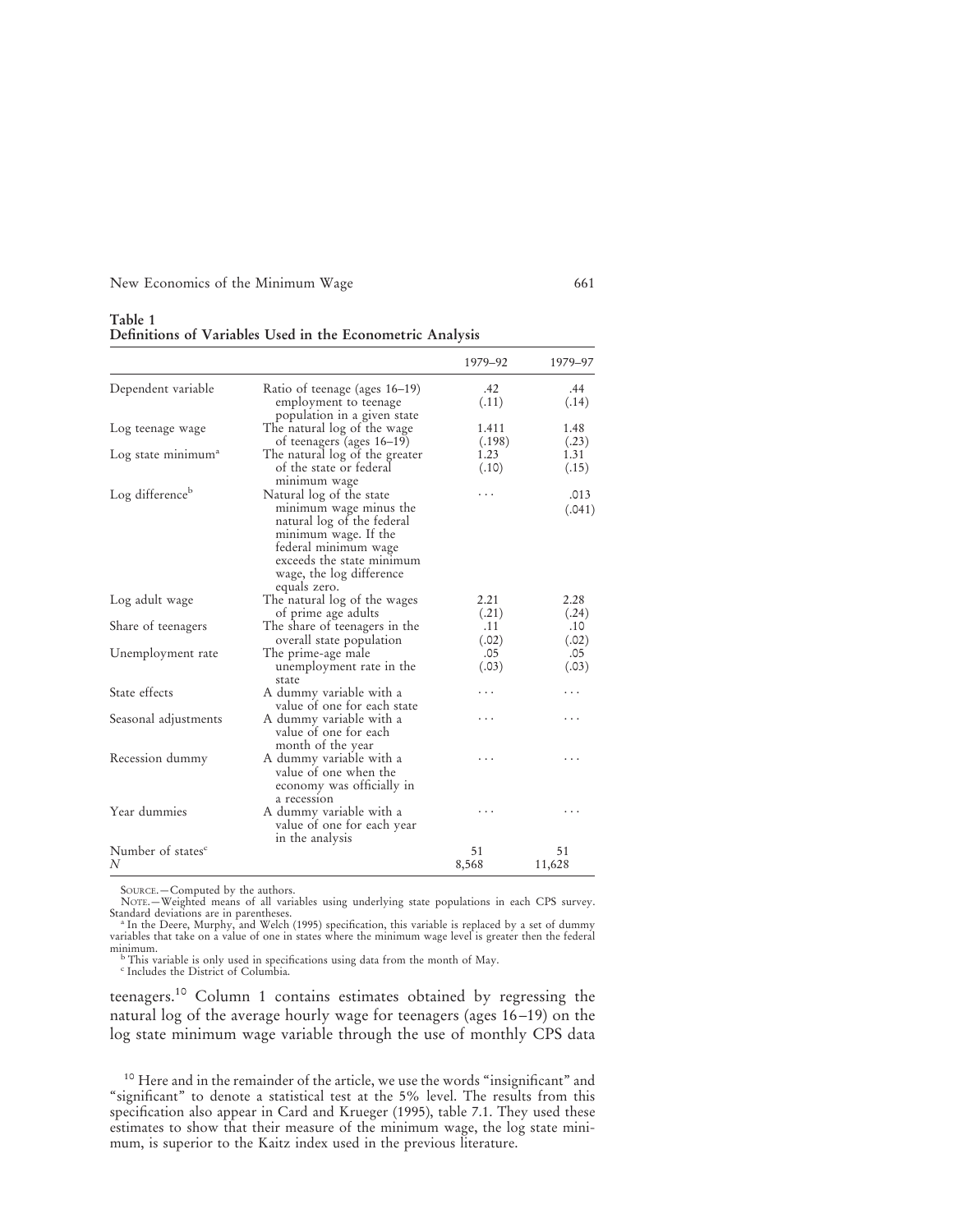**Table 1**
**Definitions of Variables Used in the Econometric Analysis**

| | | 1979–92 | 1979–97 |
|---|---|---|---|
| Dependent variable | Ratio of teenage (ages 16–19) employment to teenage population in a given state | .42 (.11) | .44 (.14) |
| Log teenage wage | The natural log of the wage of teenagers (ages 16–19) | 1.411 (.198) | 1.48 (.23) |
| Log state minimum[a] | The natural log of the greater of the state or federal minimum wage | 1.23 (.10) | 1.31 (.15) |
| Log difference[b] | Natural log of the state minimum wage minus the natural log of the federal minimum wage. If the federal minimum wage exceeds the state minimum wage, the log difference equals zero. | . . . | .013 (.041) |
| Log adult wage | The natural log of the wages of prime age adults | 2.21 (.21) | 2.28 (.24) |
| Share of teenagers | The share of teenagers in the overall state population | .11 (.02) | .10 (.02) |
| Unemployment rate | The prime-age male unemployment rate in the state | .05 (.03) | .05 (.03) |
| State effects | A dummy variable with a value of one for each state | . . . | . . . |
| Seasonal adjustments | A dummy variable with a value of one for each month of the year | . . . | . . . |
| Recession dummy | A dummy variable with a value of one when the economy was officially in a recession | . . . | . . . |
| Year dummies | A dummy variable with a value of one for each year in the analysis | . . . | . . . |
| Number of states[c] | | 51 | 51 |
| *N* | | 8,568 | 11,628 |

SOURCE.—Computed by the authors.
NOTE.—Weighted means of all variables using underlying state populations in each CPS survey. Standard deviations are in parentheses.
[a] In the Deere, Murphy, and Welch (1995) specification, this variable is replaced by a set of dummy variables that take on a value of one in states where the minimum wage level is greater then the federal minimum.
[b] This variable is only used in specifications using data from the month of May.
[c] Includes the District of Columbia.

teenagers.[10] Column 1 contains estimates obtained by regressing the natural log of the average hourly wage for teenagers (ages 16–19) on the log state minimum wage variable through the use of monthly CPS data

[10] Here and in the remainder of the article, we use the words "insignificant" and "significant" to denote a statistical test at the 5% level. The results from this specification also appear in Card and Krueger (1995), table 7.1. They used these estimates to show that their measure of the minimum wage, the log state minimum, is superior to the Kaitz index used in the previous literature.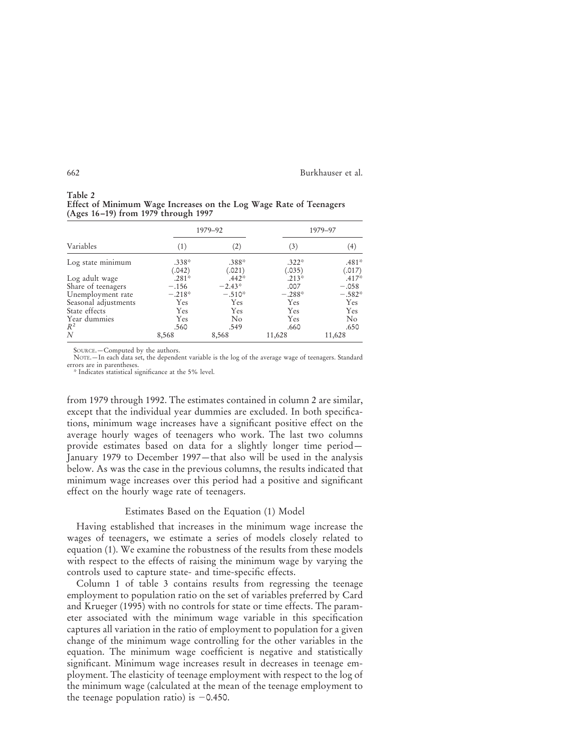**Table 2**
**Effect of Minimum Wage Increases on the Log Wage Rate of Teenagers (Ages 16–19) from 1979 through 1997**

| Variables | 1979–92 (1) | 1979–92 (2) | 1979–97 (3) | 1979–97 (4) |
|---|---|---|---|---|
| Log state minimum | .338* | .388* | .322* | .481* |
| | (.042) | (.021) | (.035) | (.017) |
| Log adult wage | .281* | .442* | .213* | .417* |
| Share of teenagers | −.156 | −2.43* | .007 | −.058 |
| Unemployment rate | −.218* | −.510* | −.288* | −.582* |
| Seasonal adjustments | Yes | Yes | Yes | Yes |
| State effects | Yes | Yes | Yes | Yes |
| Year dummies | Yes | No | Yes | No |
| $R^2$ | .560 | .549 | .660 | .650 |
| $N$ | 8,568 | 8,568 | 11,628 | 11,628 |

SOURCE.—Computed by the authors.
NOTE.—In each data set, the dependent variable is the log of the average wage of teenagers. Standard errors are in parentheses.
* Indicates statistical significance at the 5% level.

from 1979 through 1992. The estimates contained in column 2 are similar, except that the individual year dummies are excluded. In both specifications, minimum wage increases have a significant positive effect on the average hourly wages of teenagers who work. The last two columns provide estimates based on data for a slightly longer time period—January 1979 to December 1997—that also will be used in the analysis below. As was the case in the previous columns, the results indicated that minimum wage increases over this period had a positive and significant effect on the hourly wage rate of teenagers.

### Estimates Based on the Equation (1) Model

Having established that increases in the minimum wage increase the wages of teenagers, we estimate a series of models closely related to equation (1). We examine the robustness of the results from these models with respect to the effects of raising the minimum wage by varying the controls used to capture state- and time-specific effects.

Column 1 of table 3 contains results from regressing the teenage employment to population ratio on the set of variables preferred by Card and Krueger (1995) with no controls for state or time effects. The parameter associated with the minimum wage variable in this specification captures all variation in the ratio of employment to population for a given change of the minimum wage controlling for the other variables in the equation. The minimum wage coefficient is negative and statistically significant. Minimum wage increases result in decreases in teenage employment. The elasticity of teenage employment with respect to the log of the minimum wage (calculated at the mean of the teenage employment to the teenage population ratio) is −0.450.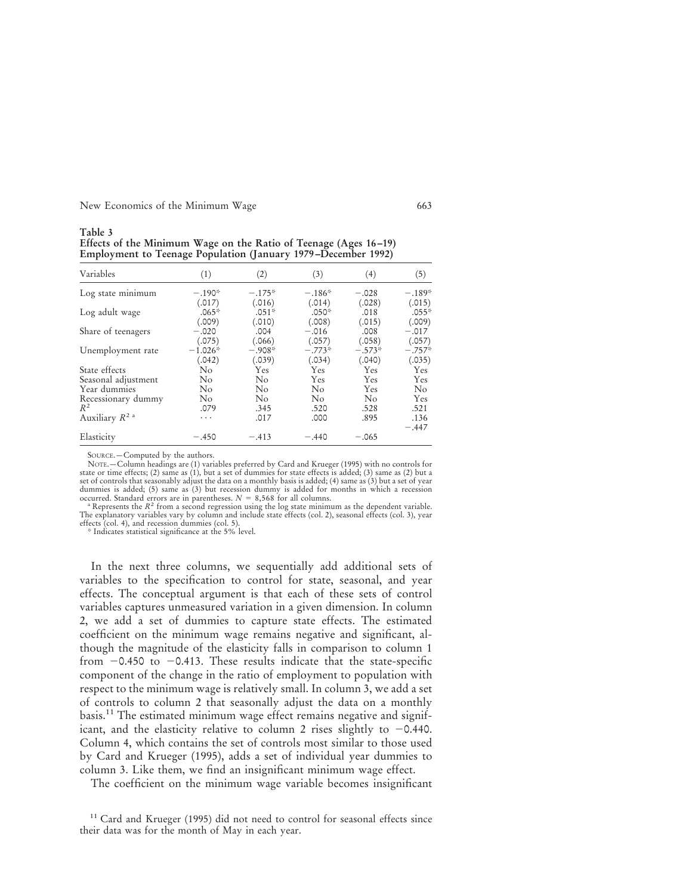**Table 3**
**Effects of the Minimum Wage on the Ratio of Teenage (Ages 16–19) Employment to Teenage Population (January 1979–December 1992)**

| Variables | (1) | (2) | (3) | (4) | (5) |
|---|---|---|---|---|---|
| Log state minimum | −.190* | −.175* | −.186* | −.028 | −.189* |
| | (.017) | (.016) | (.014) | (.028) | (.015) |
| Log adult wage | .065* | .051* | .050* | .018 | .055* |
| | (.009) | (.010) | (.008) | (.015) | (.009) |
| Share of teenagers | −.020 | .004 | −.016 | .008 | −.017 |
| | (.075) | (.066) | (.057) | (.058) | (.057) |
| Unemployment rate | −1.026* | −.908* | −.773* | −.573* | −.757* |
| | (.042) | (.039) | (.034) | (.040) | (.035) |
| State effects | No | Yes | Yes | Yes | Yes |
| Seasonal adjustment | No | No | Yes | Yes | Yes |
| Year dummies | No | No | No | Yes | No |
| Recessionary dummy | No | No | No | No | Yes |
| $R^2$ | .079 | .345 | .520 | .528 | .521 |
| Auxiliary $R^2$ [a] | . . . | .017 | .000 | .895 | .136 |
| | | | | | −.447 |
| Elasticity | −.450 | −.413 | −.440 | −.065 | |

SOURCE.—Computed by the authors.
NOTE.—Column headings are (1) variables preferred by Card and Krueger (1995) with no controls for state or time effects; (2) same as (1), but a set of dummies for state effects is added; (3) same as (2) but a set of controls that seasonably adjust the data on a monthly basis is added; (4) same as (3) but a set of year dummies is added; (5) same as (3) but recession dummy is added for months in which a recession occurred. Standard errors are in parentheses. $N = 8{,}568$ for all columns.
[a] Represents the $R^2$ from a second regression using the log state minimum as the dependent variable. The explanatory variables vary by column and include state effects (col. 2), seasonal effects (col. 3), year effects (col. 4), and recession dummies (col. 5).
* Indicates statistical significance at the 5% level.

In the next three columns, we sequentially add additional sets of variables to the specification to control for state, seasonal, and year effects. The conceptual argument is that each of these sets of control variables captures unmeasured variation in a given dimension. In column 2, we add a set of dummies to capture state effects. The estimated coefficient on the minimum wage remains negative and significant, although the magnitude of the elasticity falls in comparison to column 1 from −0.450 to −0.413. These results indicate that the state-specific component of the change in the ratio of employment to population with respect to the minimum wage is relatively small. In column 3, we add a set of controls to column 2 that seasonally adjust the data on a monthly basis.[11] The estimated minimum wage effect remains negative and significant, and the elasticity relative to column 2 rises slightly to −0.440. Column 4, which contains the set of controls most similar to those used by Card and Krueger (1995), adds a set of individual year dummies to column 3. Like them, we find an insignificant minimum wage effect.

The coefficient on the minimum wage variable becomes insignificant

[11] Card and Krueger (1995) did not need to control for seasonal effects since their data was for the month of May in each year.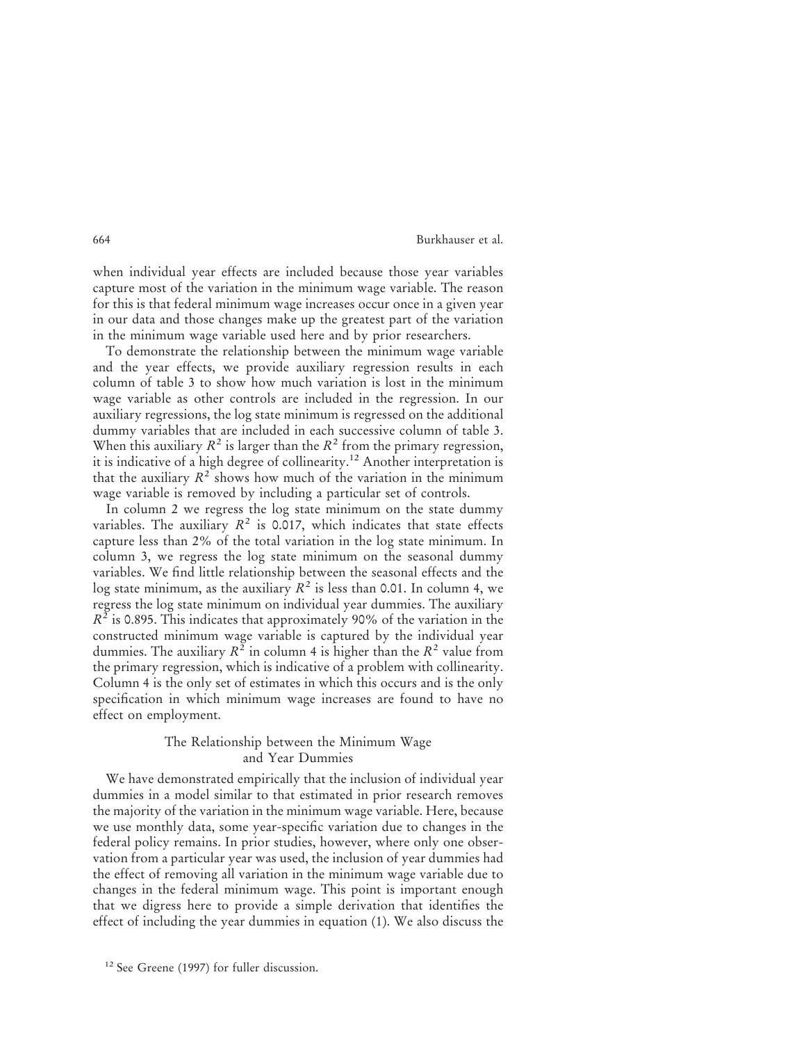when individual year effects are included because those year variables capture most of the variation in the minimum wage variable. The reason for this is that federal minimum wage increases occur once in a given year in our data and those changes make up the greatest part of the variation in the minimum wage variable used here and by prior researchers.

To demonstrate the relationship between the minimum wage variable and the year effects, we provide auxiliary regression results in each column of table 3 to show how much variation is lost in the minimum wage variable as other controls are included in the regression. In our auxiliary regressions, the log state minimum is regressed on the additional dummy variables that are included in each successive column of table 3. When this auxiliary $R^2$ is larger than the $R^2$ from the primary regression, it is indicative of a high degree of collinearity.[12] Another interpretation is that the auxiliary $R^2$ shows how much of the variation in the minimum wage variable is removed by including a particular set of controls.

In column 2 we regress the log state minimum on the state dummy variables. The auxiliary $R^2$ is 0.017, which indicates that state effects capture less than 2% of the total variation in the log state minimum. In column 3, we regress the log state minimum on the seasonal dummy variables. We find little relationship between the seasonal effects and the log state minimum, as the auxiliary $R^2$ is less than 0.01. In column 4, we regress the log state minimum on individual year dummies. The auxiliary $R^2$ is 0.895. This indicates that approximately 90% of the variation in the constructed minimum wage variable is captured by the individual year dummies. The auxiliary $R^2$ in column 4 is higher than the $R^2$ value from the primary regression, which is indicative of a problem with collinearity. Column 4 is the only set of estimates in which this occurs and is the only specification in which minimum wage increases are found to have no effect on employment.

## The Relationship between the Minimum Wage and Year Dummies

We have demonstrated empirically that the inclusion of individual year dummies in a model similar to that estimated in prior research removes the majority of the variation in the minimum wage variable. Here, because we use monthly data, some year-specific variation due to changes in the federal policy remains. In prior studies, however, where only one observation from a particular year was used, the inclusion of year dummies had the effect of removing all variation in the minimum wage variable due to changes in the federal minimum wage. This point is important enough that we digress here to provide a simple derivation that identifies the effect of including the year dummies in equation (1). We also discuss the

[12] See Greene (1997) for fuller discussion.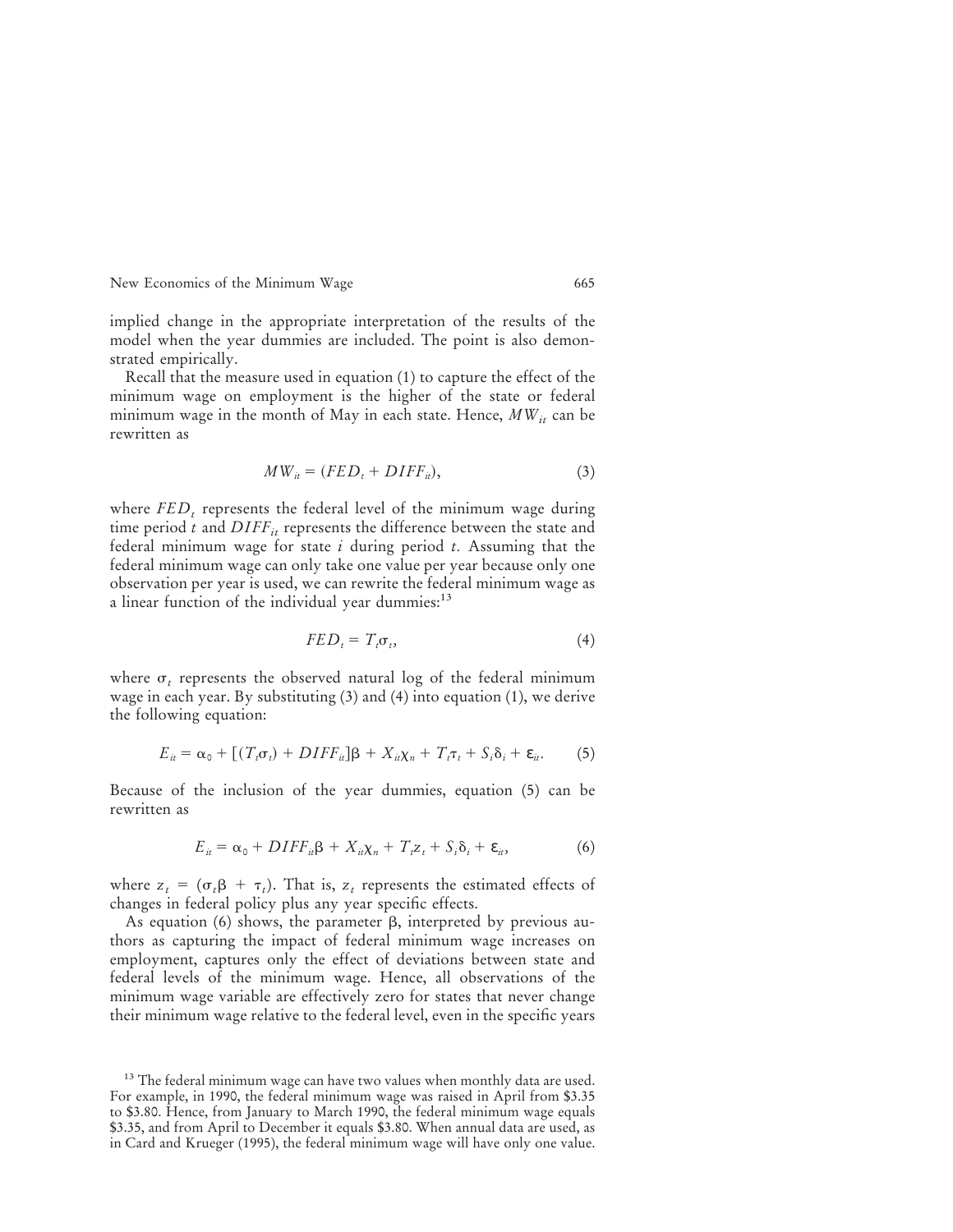implied change in the appropriate interpretation of the results of the model when the year dummies are included. The point is also demonstrated empirically.

Recall that the measure used in equation (1) to capture the effect of the minimum wage on employment is the higher of the state or federal minimum wage in the month of May in each state. Hence, $MW_{it}$ can be rewritten as

$$MW_{it} = (FED_t + DIFF_{it}), \tag{3}$$

where $FED_t$ represents the federal level of the minimum wage during time period $t$ and $DIFF_{it}$ represents the difference between the state and federal minimum wage for state $i$ during period $t$. Assuming that the federal minimum wage can only take one value per year because only one observation per year is used, we can rewrite the federal minimum wage as a linear function of the individual year dummies:[13]

$$FED_t = T_t\sigma_t, \tag{4}$$

where $\sigma_t$ represents the observed natural log of the federal minimum wage in each year. By substituting (3) and (4) into equation (1), we derive the following equation:

$$E_{it} = \alpha_0 + [(T_t\sigma_t) + DIFF_{it}]\beta + X_{it}\chi_n + T_t\tau_t + S_i\delta_i + \varepsilon_{it}. \tag{5}$$

Because of the inclusion of the year dummies, equation (5) can be rewritten as

$$E_{it} = \alpha_0 + DIFF_{it}\beta + X_{it}\chi_n + T_t z_t + S_i\delta_i + \varepsilon_{it}, \tag{6}$$

where $z_t = (\sigma_t\beta + \tau_t)$. That is, $z_t$ represents the estimated effects of changes in federal policy plus any year specific effects.

As equation (6) shows, the parameter $\beta$, interpreted by previous authors as capturing the impact of federal minimum wage increases on employment, captures only the effect of deviations between state and federal levels of the minimum wage. Hence, all observations of the minimum wage variable are effectively zero for states that never change their minimum wage relative to the federal level, even in the specific years

[13] The federal minimum wage can have two values when monthly data are used. For example, in 1990, the federal minimum wage was raised in April from \$3.35 to \$3.80. Hence, from January to March 1990, the federal minimum wage equals \$3.35, and from April to December it equals \$3.80. When annual data are used, as in Card and Krueger (1995), the federal minimum wage will have only one value.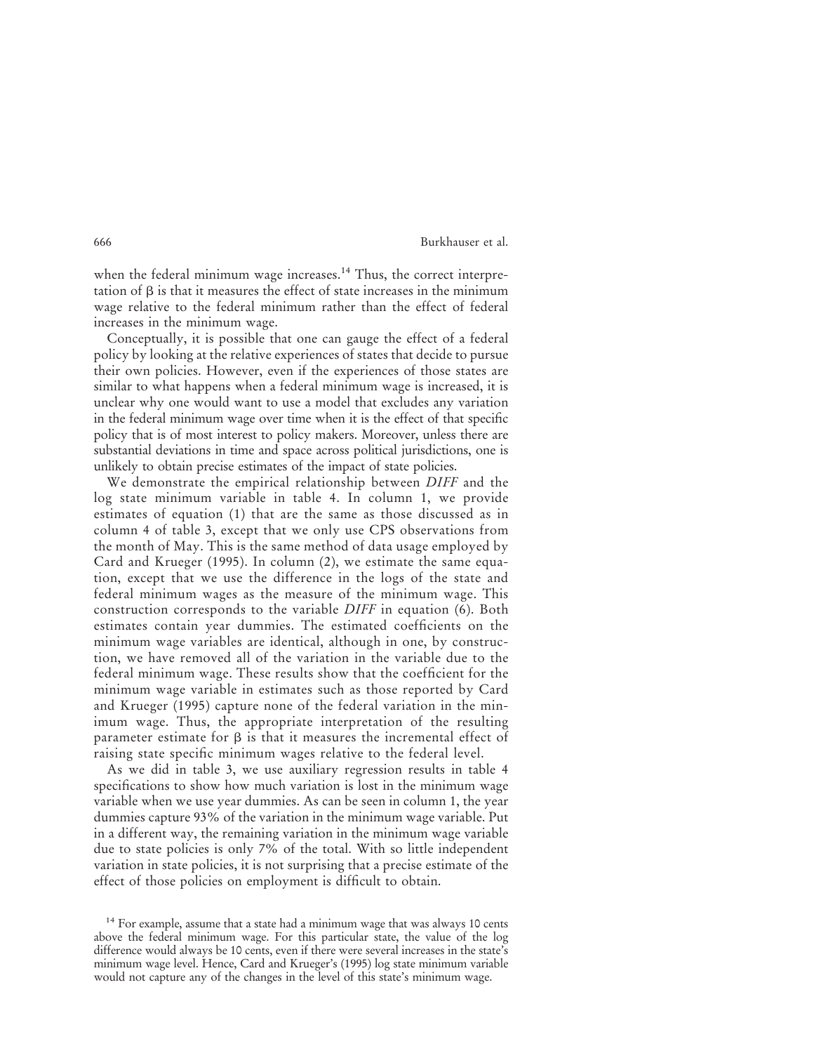when the federal minimum wage increases.[14] Thus, the correct interpretation of $\beta$ is that it measures the effect of state increases in the minimum wage relative to the federal minimum rather than the effect of federal increases in the minimum wage.

Conceptually, it is possible that one can gauge the effect of a federal policy by looking at the relative experiences of states that decide to pursue their own policies. However, even if the experiences of those states are similar to what happens when a federal minimum wage is increased, it is unclear why one would want to use a model that excludes any variation in the federal minimum wage over time when it is the effect of that specific policy that is of most interest to policy makers. Moreover, unless there are substantial deviations in time and space across political jurisdictions, one is unlikely to obtain precise estimates of the impact of state policies.

We demonstrate the empirical relationship between *DIFF* and the log state minimum variable in table 4. In column 1, we provide estimates of equation (1) that are the same as those discussed as in column 4 of table 3, except that we only use CPS observations from the month of May. This is the same method of data usage employed by Card and Krueger (1995). In column (2), we estimate the same equation, except that we use the difference in the logs of the state and federal minimum wages as the measure of the minimum wage. This construction corresponds to the variable *DIFF* in equation (6). Both estimates contain year dummies. The estimated coefficients on the minimum wage variables are identical, although in one, by construction, we have removed all of the variation in the variable due to the federal minimum wage. These results show that the coefficient for the minimum wage variable in estimates such as those reported by Card and Krueger (1995) capture none of the federal variation in the minimum wage. Thus, the appropriate interpretation of the resulting parameter estimate for $\beta$ is that it measures the incremental effect of raising state specific minimum wages relative to the federal level.

As we did in table 3, we use auxiliary regression results in table 4 specifications to show how much variation is lost in the minimum wage variable when we use year dummies. As can be seen in column 1, the year dummies capture 93% of the variation in the minimum wage variable. Put in a different way, the remaining variation in the minimum wage variable due to state policies is only 7% of the total. With so little independent variation in state policies, it is not surprising that a precise estimate of the effect of those policies on employment is difficult to obtain.

[14] For example, assume that a state had a minimum wage that was always 10 cents above the federal minimum wage. For this particular state, the value of the log difference would always be 10 cents, even if there were several increases in the state's minimum wage level. Hence, Card and Krueger's (1995) log state minimum variable would not capture any of the changes in the level of this state's minimum wage.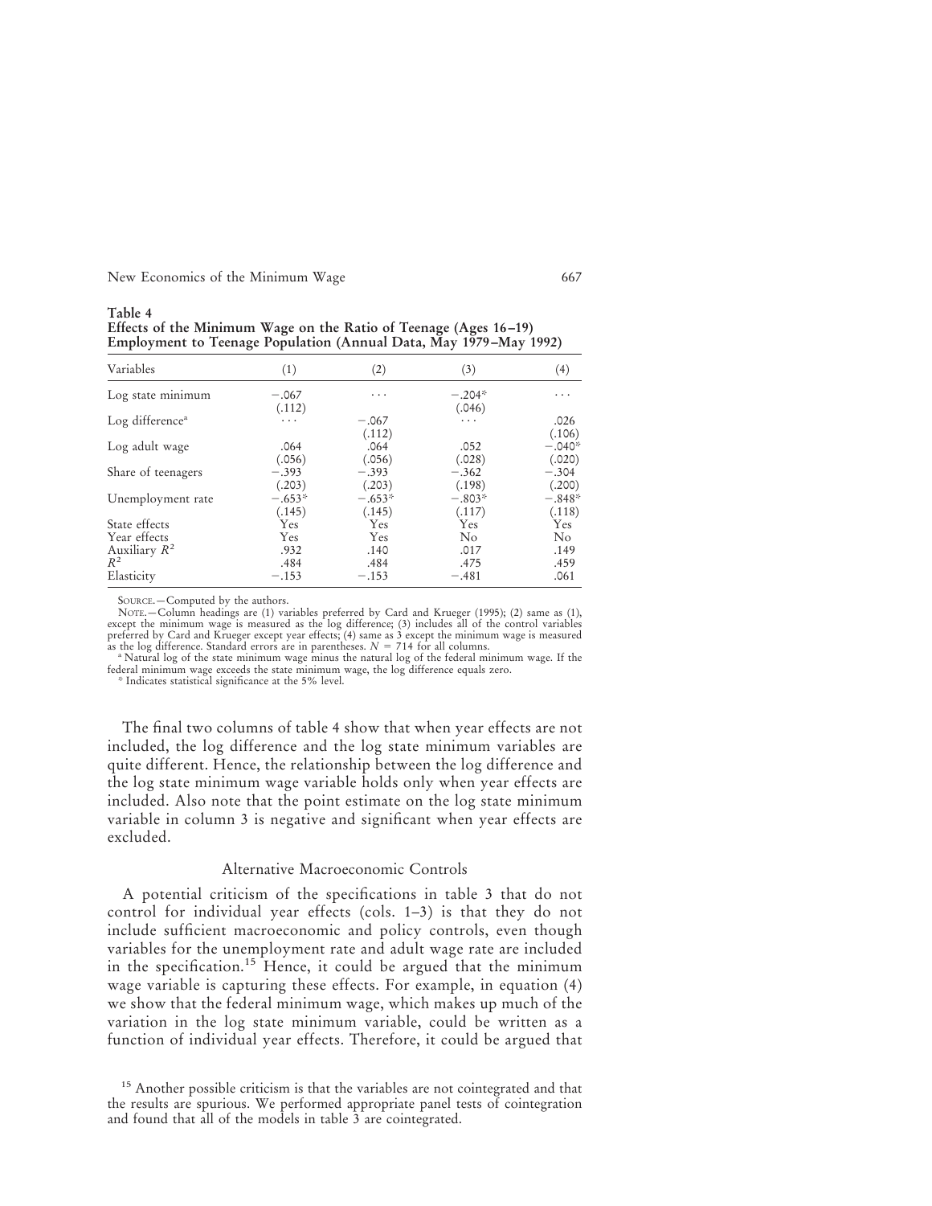**Table 4**
**Effects of the Minimum Wage on the Ratio of Teenage (Ages 16–19) Employment to Teenage Population (Annual Data, May 1979–May 1992)**

| Variables | (1) | (2) | (3) | (4) |
|---|---|---|---|---|
| Log state minimum | −.067 | . . . | −.204* | . . . |
| | (.112) | | (.046) | |
| Log difference[a] | . . . | −.067 | . . . | .026 |
| | | (.112) | | (.106) |
| Log adult wage | .064 | .064 | .052 | −.040* |
| | (.056) | (.056) | (.028) | (.020) |
| Share of teenagers | −.393 | −.393 | −.362 | −.304 |
| | (.203) | (.203) | (.198) | (.200) |
| Unemployment rate | −.653* | −.653* | −.803* | −.848* |
| | (.145) | (.145) | (.117) | (.118) |
| State effects | Yes | Yes | Yes | Yes |
| Year effects | Yes | Yes | No | No |
| Auxiliary $R^2$ | .932 | .140 | .017 | .149 |
| $R^2$ | .484 | .484 | .475 | .459 |
| Elasticity | −.153 | −.153 | −.481 | .061 |

SOURCE.—Computed by the authors.

NOTE.—Column headings are (1) variables preferred by Card and Krueger (1995); (2) same as (1), except the minimum wage is measured as the log difference; (3) includes all of the control variables preferred by Card and Krueger except year effects; (4) same as 3 except the minimum wage is measured as the log difference. Standard errors are in parentheses. $N = 714$ for all columns.

[a] Natural log of the state minimum wage minus the natural log of the federal minimum wage. If the federal minimum wage exceeds the state minimum wage, the log difference equals zero.

\* Indicates statistical significance at the 5% level.

The final two columns of table 4 show that when year effects are not included, the log difference and the log state minimum variables are quite different. Hence, the relationship between the log difference and the log state minimum wage variable holds only when year effects are included. Also note that the point estimate on the log state minimum variable in column 3 is negative and significant when year effects are excluded.

### Alternative Macroeconomic Controls

A potential criticism of the specifications in table 3 that do not control for individual year effects (cols. 1–3) is that they do not include sufficient macroeconomic and policy controls, even though variables for the unemployment rate and adult wage rate are included in the specification.[15] Hence, it could be argued that the minimum wage variable is capturing these effects. For example, in equation (4) we show that the federal minimum wage, which makes up much of the variation in the log state minimum variable, could be written as a function of individual year effects. Therefore, it could be argued that

[15] Another possible criticism is that the variables are not cointegrated and that the results are spurious. We performed appropriate panel tests of cointegration and found that all of the models in table 3 are cointegrated.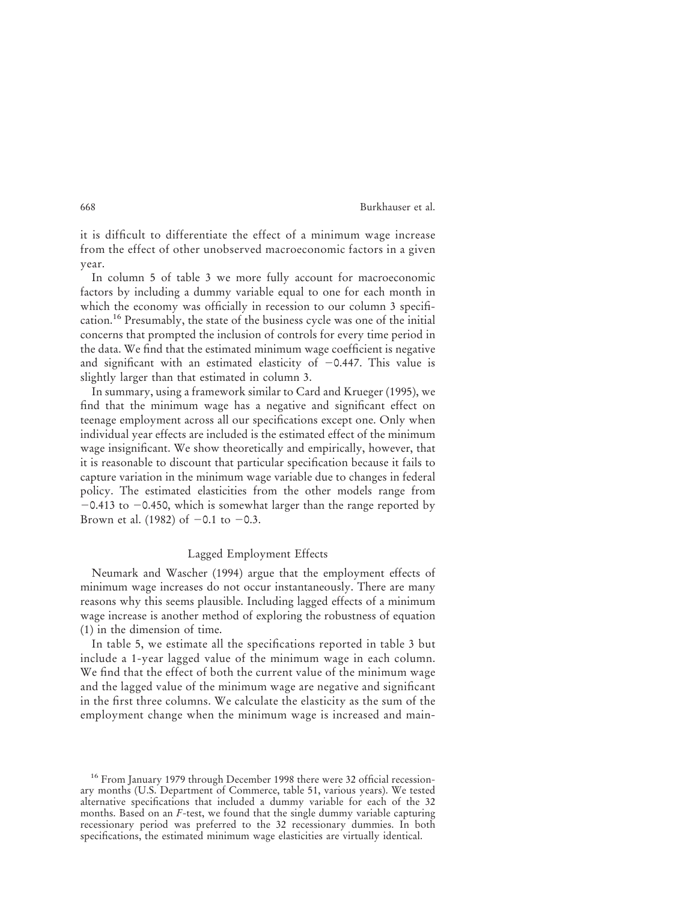it is difficult to differentiate the effect of a minimum wage increase from the effect of other unobserved macroeconomic factors in a given year.

In column 5 of table 3 we more fully account for macroeconomic factors by including a dummy variable equal to one for each month in which the economy was officially in recession to our column 3 specification.[16] Presumably, the state of the business cycle was one of the initial concerns that prompted the inclusion of controls for every time period in the data. We find that the estimated minimum wage coefficient is negative and significant with an estimated elasticity of −0.447. This value is slightly larger than that estimated in column 3.

In summary, using a framework similar to Card and Krueger (1995), we find that the minimum wage has a negative and significant effect on teenage employment across all our specifications except one. Only when individual year effects are included is the estimated effect of the minimum wage insignificant. We show theoretically and empirically, however, that it is reasonable to discount that particular specification because it fails to capture variation in the minimum wage variable due to changes in federal policy. The estimated elasticities from the other models range from −0.413 to −0.450, which is somewhat larger than the range reported by Brown et al. (1982) of −0.1 to −0.3.

## Lagged Employment Effects

Neumark and Wascher (1994) argue that the employment effects of minimum wage increases do not occur instantaneously. There are many reasons why this seems plausible. Including lagged effects of a minimum wage increase is another method of exploring the robustness of equation (1) in the dimension of time.

In table 5, we estimate all the specifications reported in table 3 but include a 1-year lagged value of the minimum wage in each column. We find that the effect of both the current value of the minimum wage and the lagged value of the minimum wage are negative and significant in the first three columns. We calculate the elasticity as the sum of the employment change when the minimum wage is increased and main-

[16] From January 1979 through December 1998 there were 32 official recessionary months (U.S. Department of Commerce, table 51, various years). We tested alternative specifications that included a dummy variable for each of the 32 months. Based on an $F$-test, we found that the single dummy variable capturing recessionary period was preferred to the 32 recessionary dummies. In both specifications, the estimated minimum wage elasticities are virtually identical.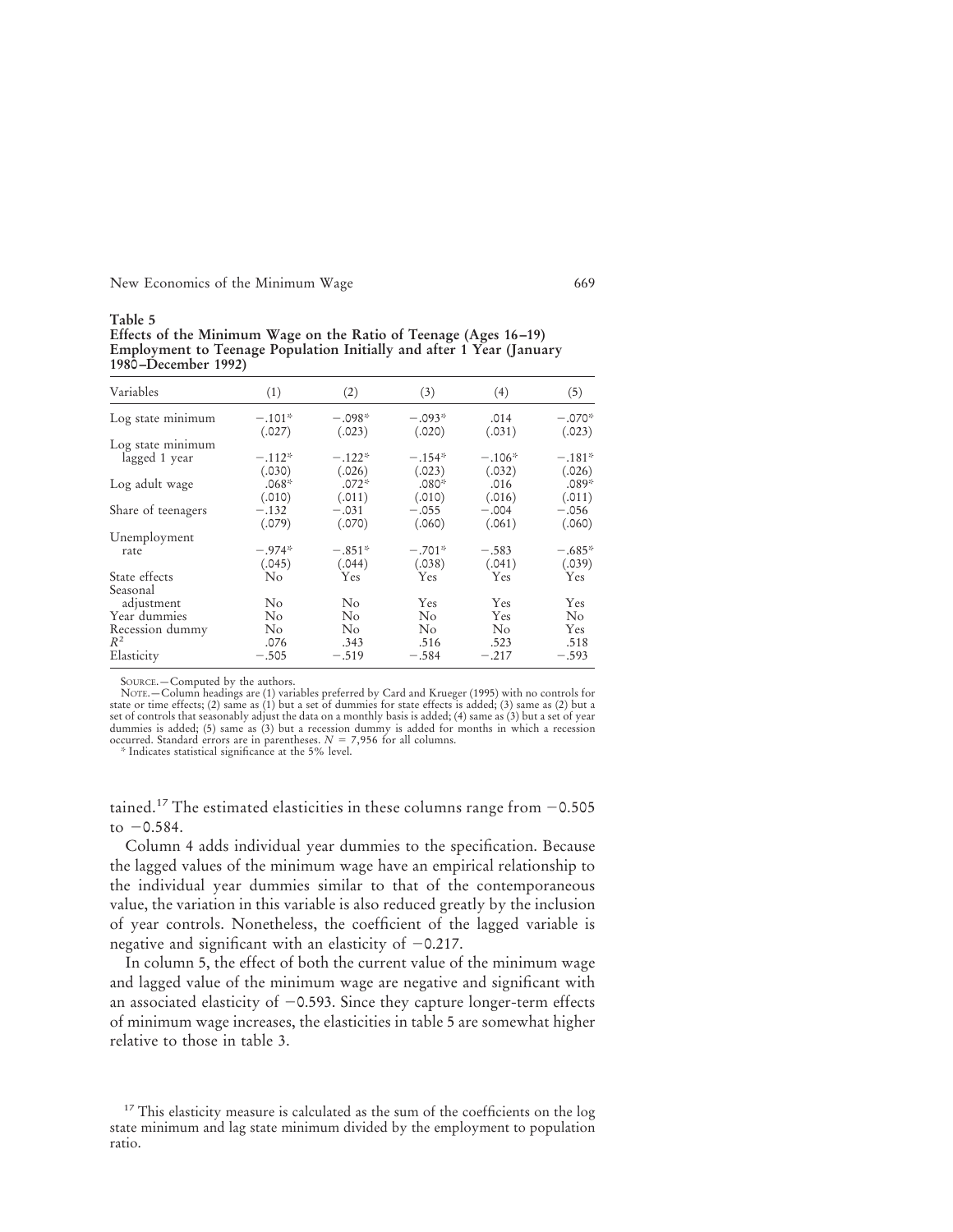**Table 5**
**Effects of the Minimum Wage on the Ratio of Teenage (Ages 16–19) Employment to Teenage Population Initially and after 1 Year (January 1980–December 1992)**

| Variables | (1) | (2) | (3) | (4) | (5) |
|---|---|---|---|---|---|
| Log state minimum | −.101* | −.098* | −.093* | .014 | −.070* |
| | (.027) | (.023) | (.020) | (.031) | (.023) |
| Log state minimum lagged 1 year | −.112* | −.122* | −.154* | −.106* | −.181* |
| | (.030) | (.026) | (.023) | (.032) | (.026) |
| Log adult wage | .068* | .072* | .080* | .016 | .089* |
| | (.010) | (.011) | (.010) | (.016) | (.011) |
| Share of teenagers | −.132 | −.031 | −.055 | −.004 | −.056 |
| | (.079) | (.070) | (.060) | (.061) | (.060) |
| Unemployment rate | −.974* | −.851* | −.701* | −.583 | −.685* |
| | (.045) | (.044) | (.038) | (.041) | (.039) |
| State effects | No | Yes | Yes | Yes | Yes |
| Seasonal adjustment | No | No | Yes | Yes | Yes |
| Year dummies | No | No | No | Yes | No |
| Recession dummy | No | No | No | No | Yes |
| $R^2$ | .076 | .343 | .516 | .523 | .518 |
| Elasticity | −.505 | −.519 | −.584 | −.217 | −.593 |

SOURCE.—Computed by the authors.
NOTE.—Column headings are (1) variables preferred by Card and Krueger (1995) with no controls for state or time effects; (2) same as (1) but a set of dummies for state effects is added; (3) same as (2) but a set of controls that seasonably adjust the data on a monthly basis is added; (4) same as (3) but a set of year dummies is added; (5) same as (3) but a recession dummy is added for months in which a recession occurred. Standard errors are in parentheses. $N = 7{,}956$ for all columns.
* Indicates statistical significance at the 5% level.

tained.[17] The estimated elasticities in these columns range from −0.505 to −0.584.

Column 4 adds individual year dummies to the specification. Because the lagged values of the minimum wage have an empirical relationship to the individual year dummies similar to that of the contemporaneous value, the variation in this variable is also reduced greatly by the inclusion of year controls. Nonetheless, the coefficient of the lagged variable is negative and significant with an elasticity of −0.217.

In column 5, the effect of both the current value of the minimum wage and lagged value of the minimum wage are negative and significant with an associated elasticity of −0.593. Since they capture longer-term effects of minimum wage increases, the elasticities in table 5 are somewhat higher relative to those in table 3.

[17] This elasticity measure is calculated as the sum of the coefficients on the log state minimum and lag state minimum divided by the employment to population ratio.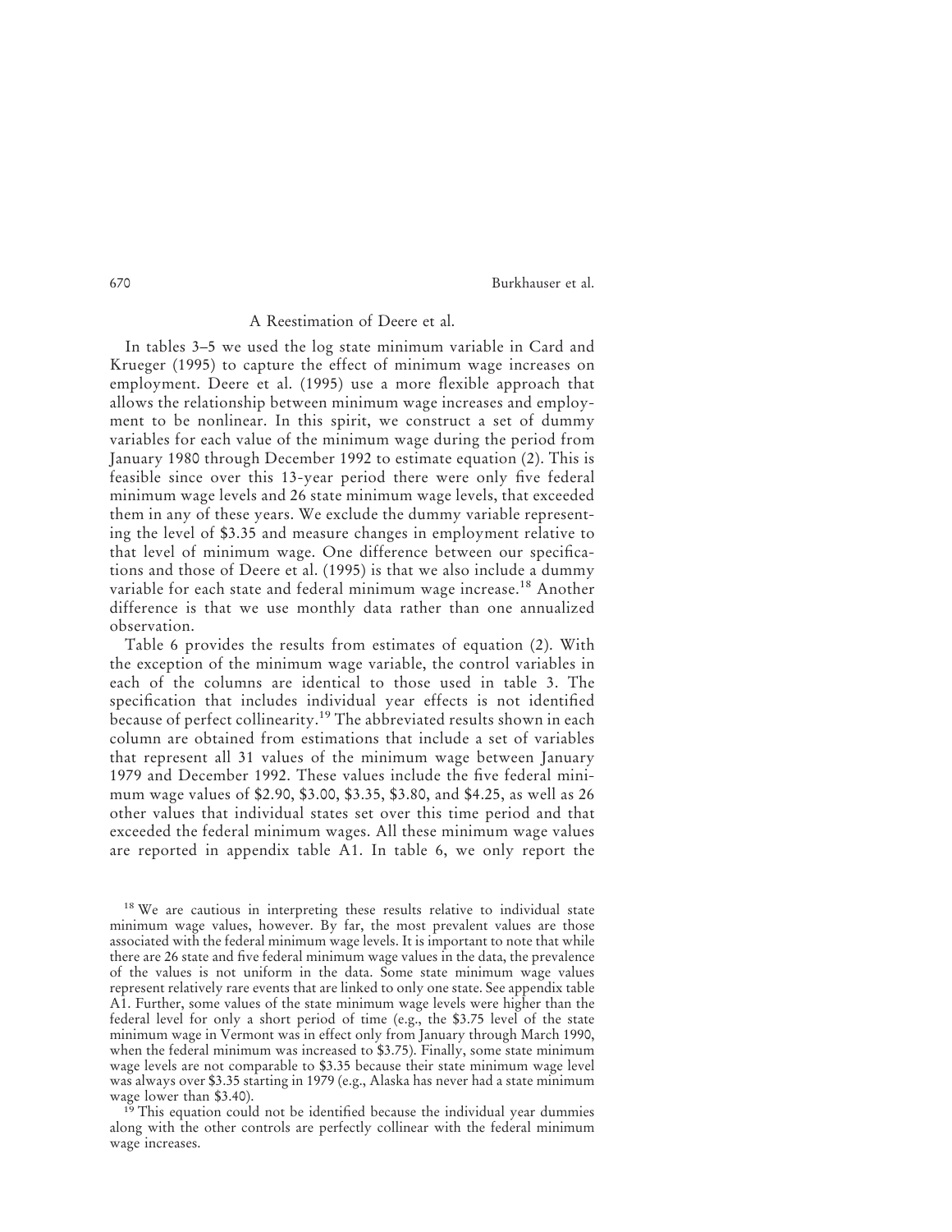### A Reestimation of Deere et al.

In tables 3–5 we used the log state minimum variable in Card and Krueger (1995) to capture the effect of minimum wage increases on employment. Deere et al. (1995) use a more flexible approach that allows the relationship between minimum wage increases and employment to be nonlinear. In this spirit, we construct a set of dummy variables for each value of the minimum wage during the period from January 1980 through December 1992 to estimate equation (2). This is feasible since over this 13-year period there were only five federal minimum wage levels and 26 state minimum wage levels, that exceeded them in any of these years. We exclude the dummy variable representing the level of \$3.35 and measure changes in employment relative to that level of minimum wage. One difference between our specifications and those of Deere et al. (1995) is that we also include a dummy variable for each state and federal minimum wage increase.[18] Another difference is that we use monthly data rather than one annualized observation.

Table 6 provides the results from estimates of equation (2). With the exception of the minimum wage variable, the control variables in each of the columns are identical to those used in table 3. The specification that includes individual year effects is not identified because of perfect collinearity.[19] The abbreviated results shown in each column are obtained from estimations that include a set of variables that represent all 31 values of the minimum wage between January 1979 and December 1992. These values include the five federal minimum wage values of \$2.90, \$3.00, \$3.35, \$3.80, and \$4.25, as well as 26 other values that individual states set over this time period and that exceeded the federal minimum wages. All these minimum wage values are reported in appendix table A1. In table 6, we only report the

[18] We are cautious in interpreting these results relative to individual state minimum wage values, however. By far, the most prevalent values are those associated with the federal minimum wage levels. It is important to note that while there are 26 state and five federal minimum wage values in the data, the prevalence of the values is not uniform in the data. Some state minimum wage values represent relatively rare events that are linked to only one state. See appendix table A1. Further, some values of the state minimum wage levels were higher than the federal level for only a short period of time (e.g., the \$3.75 level of the state minimum wage in Vermont was in effect only from January through March 1990, when the federal minimum was increased to \$3.75). Finally, some state minimum wage levels are not comparable to \$3.35 because their state minimum wage level was always over \$3.35 starting in 1979 (e.g., Alaska has never had a state minimum wage lower than \$3.40).

[19] This equation could not be identified because the individual year dummies along with the other controls are perfectly collinear with the federal minimum wage increases.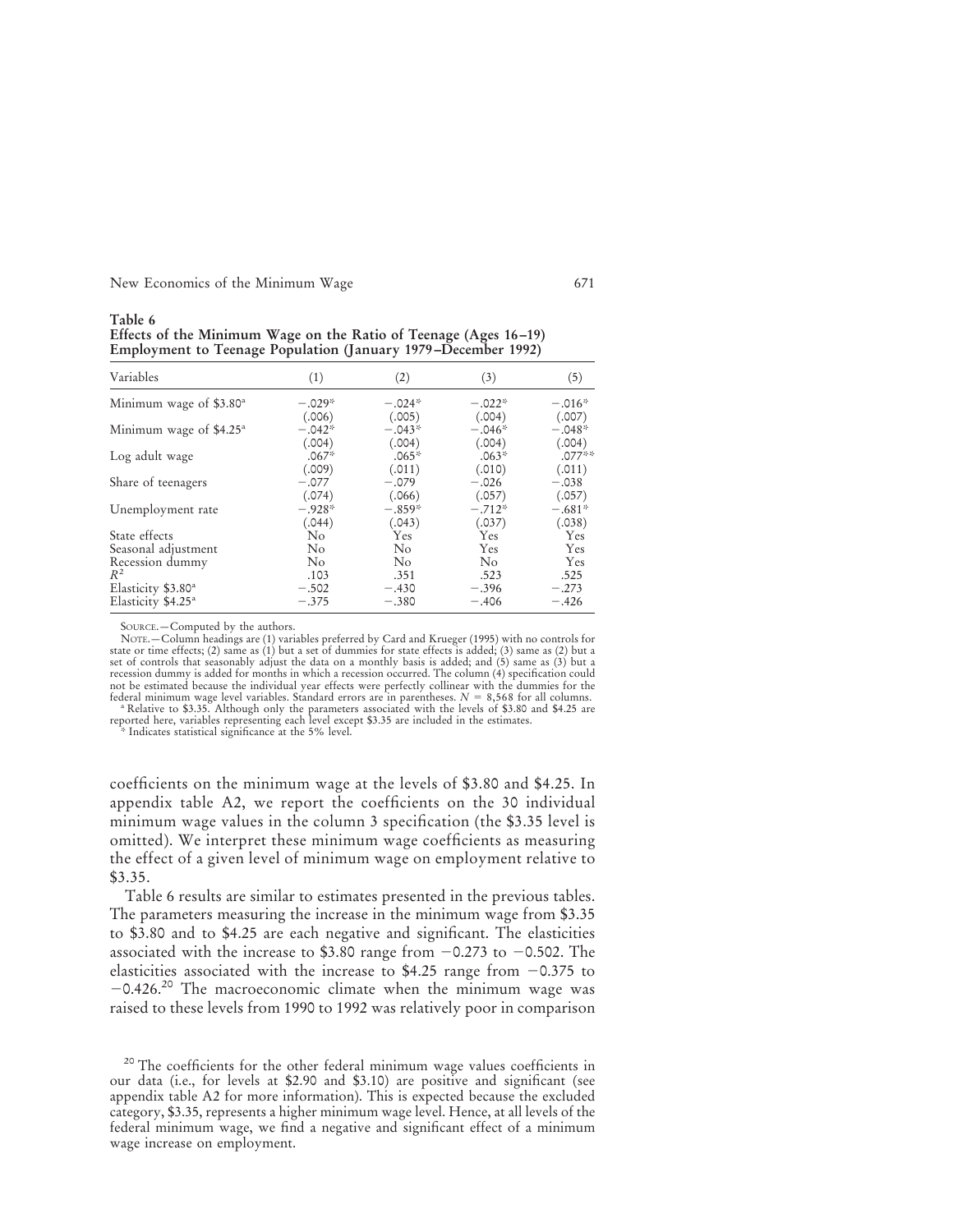**Table 6**
**Effects of the Minimum Wage on the Ratio of Teenage (Ages 16–19) Employment to Teenage Population (January 1979–December 1992)**

| Variables | (1) | (2) | (3) | (5) |
|---|---|---|---|---|
| Minimum wage of $3.80[a] | −.029* | −.024* | −.022* | −.016* |
| | (.006) | (.005) | (.004) | (.007) |
| Minimum wage of $4.25[a] | −.042* | −.043* | −.046* | −.048* |
| | (.004) | (.004) | (.004) | (.004) |
| Log adult wage | .067* | .065* | .063* | .077** |
| | (.009) | (.011) | (.010) | (.011) |
| Share of teenagers | −.077 | −.079 | −.026 | −.038 |
| | (.074) | (.066) | (.057) | (.057) |
| Unemployment rate | −.928* | −.859* | −.712* | −.681* |
| | (.044) | (.043) | (.037) | (.038) |
| State effects | No | Yes | Yes | Yes |
| Seasonal adjustment | No | No | Yes | Yes |
| Recession dummy | No | No | No | Yes |
| $R^2$ | .103 | .351 | .523 | .525 |
| Elasticity $3.80[a] | −.502 | −.430 | −.396 | −.273 |
| Elasticity $4.25[a] | −.375 | −.380 | −.406 | −.426 |

SOURCE.—Computed by the authors.
NOTE.—Column headings are (1) variables preferred by Card and Krueger (1995) with no controls for state or time effects; (2) same as (1) but a set of dummies for state effects is added; (3) same as (2) but a set of controls that seasonably adjust the data on a monthly basis is added; and (5) same as (3) but a recession dummy is added for months in which a recession occurred. The column (4) specification could not be estimated because the individual year effects were perfectly collinear with the dummies for the federal minimum wage level variables. Standard errors are in parentheses. $N = 8{,}568$ for all columns.
[a] Relative to $3.35. Although only the parameters associated with the levels of $3.80 and $4.25 are reported here, variables representing each level except $3.35 are included in the estimates.
* Indicates statistical significance at the 5% level.

coefficients on the minimum wage at the levels of $3.80 and $4.25. In appendix table A2, we report the coefficients on the 30 individual minimum wage values in the column 3 specification (the $3.35 level is omitted). We interpret these minimum wage coefficients as measuring the effect of a given level of minimum wage on employment relative to $3.35.

Table 6 results are similar to estimates presented in the previous tables. The parameters measuring the increase in the minimum wage from $3.35 to $3.80 and to $4.25 are each negative and significant. The elasticities associated with the increase to $3.80 range from −0.273 to −0.502. The elasticities associated with the increase to $4.25 range from −0.375 to −0.426.[20] The macroeconomic climate when the minimum wage was raised to these levels from 1990 to 1992 was relatively poor in comparison

[20] The coefficients for the other federal minimum wage values coefficients in our data (i.e., for levels at $2.90 and $3.10) are positive and significant (see appendix table A2 for more information). This is expected because the excluded category, $3.35, represents a higher minimum wage level. Hence, at all levels of the federal minimum wage, we find a negative and significant effect of a minimum wage increase on employment.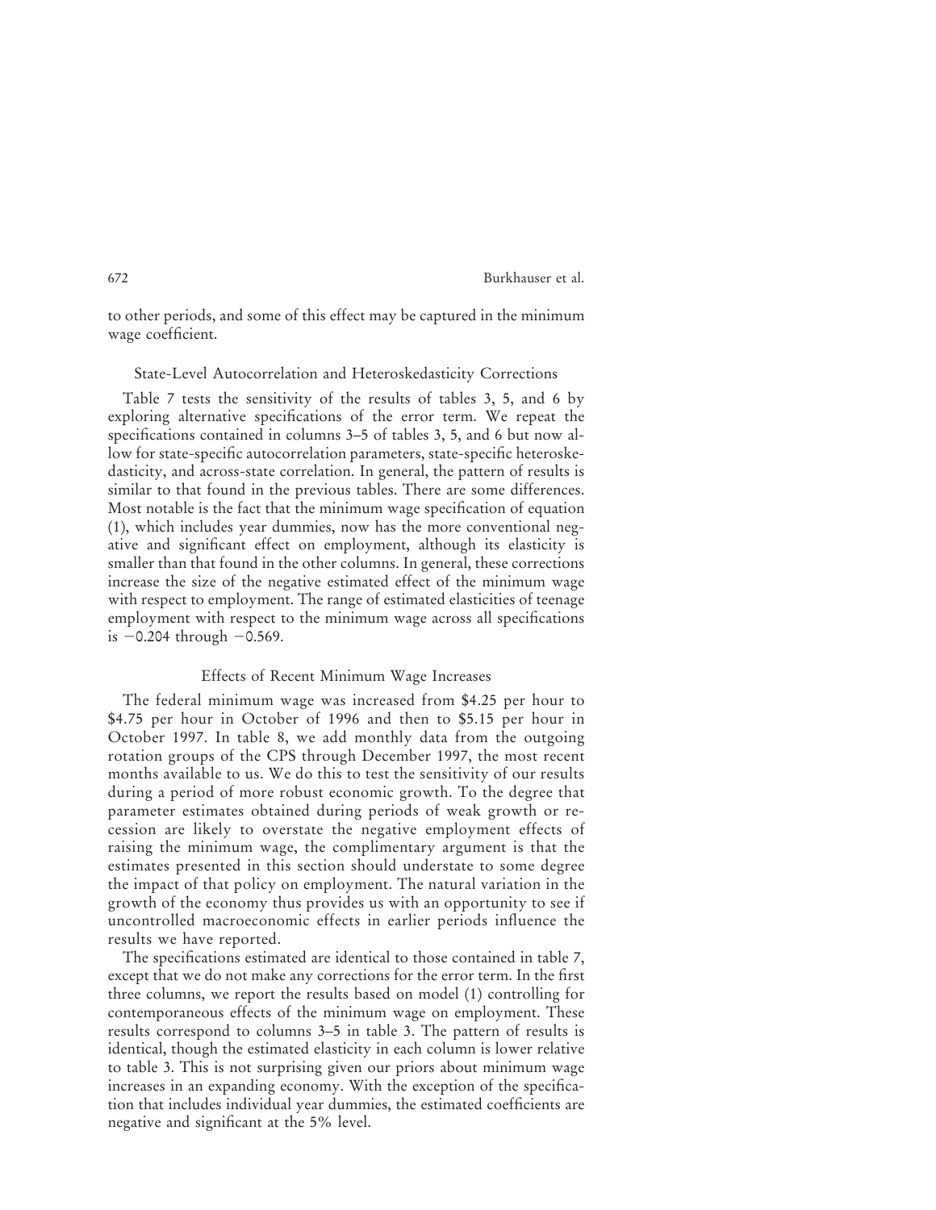to other periods, and some of this effect may be captured in the minimum wage coefficient.

### State-Level Autocorrelation and Heteroskedasticity Corrections

Table 7 tests the sensitivity of the results of tables 3, 5, and 6 by exploring alternative specifications of the error term. We repeat the specifications contained in columns 3–5 of tables 3, 5, and 6 but now allow for state-specific autocorrelation parameters, state-specific heteroskedasticity, and across-state correlation. In general, the pattern of results is similar to that found in the previous tables. There are some differences. Most notable is the fact that the minimum wage specification of equation (1), which includes year dummies, now has the more conventional negative and significant effect on employment, although its elasticity is smaller than that found in the other columns. In general, these corrections increase the size of the negative estimated effect of the minimum wage with respect to employment. The range of estimated elasticities of teenage employment with respect to the minimum wage across all specifications is $-0.204$ through $-0.569$.

### Effects of Recent Minimum Wage Increases

The federal minimum wage was increased from $4.25 per hour to $4.75 per hour in October of 1996 and then to $5.15 per hour in October 1997. In table 8, we add monthly data from the outgoing rotation groups of the CPS through December 1997, the most recent months available to us. We do this to test the sensitivity of our results during a period of more robust economic growth. To the degree that parameter estimates obtained during periods of weak growth or recession are likely to overstate the negative employment effects of raising the minimum wage, the complimentary argument is that the estimates presented in this section should understate to some degree the impact of that policy on employment. The natural variation in the growth of the economy thus provides us with an opportunity to see if uncontrolled macroeconomic effects in earlier periods influence the results we have reported.

The specifications estimated are identical to those contained in table 7, except that we do not make any corrections for the error term. In the first three columns, we report the results based on model (1) controlling for contemporaneous effects of the minimum wage on employment. These results correspond to columns 3–5 in table 3. The pattern of results is identical, though the estimated elasticity in each column is lower relative to table 3. This is not surprising given our priors about minimum wage increases in an expanding economy. With the exception of the specification that includes individual year dummies, the estimated coefficients are negative and significant at the 5% level.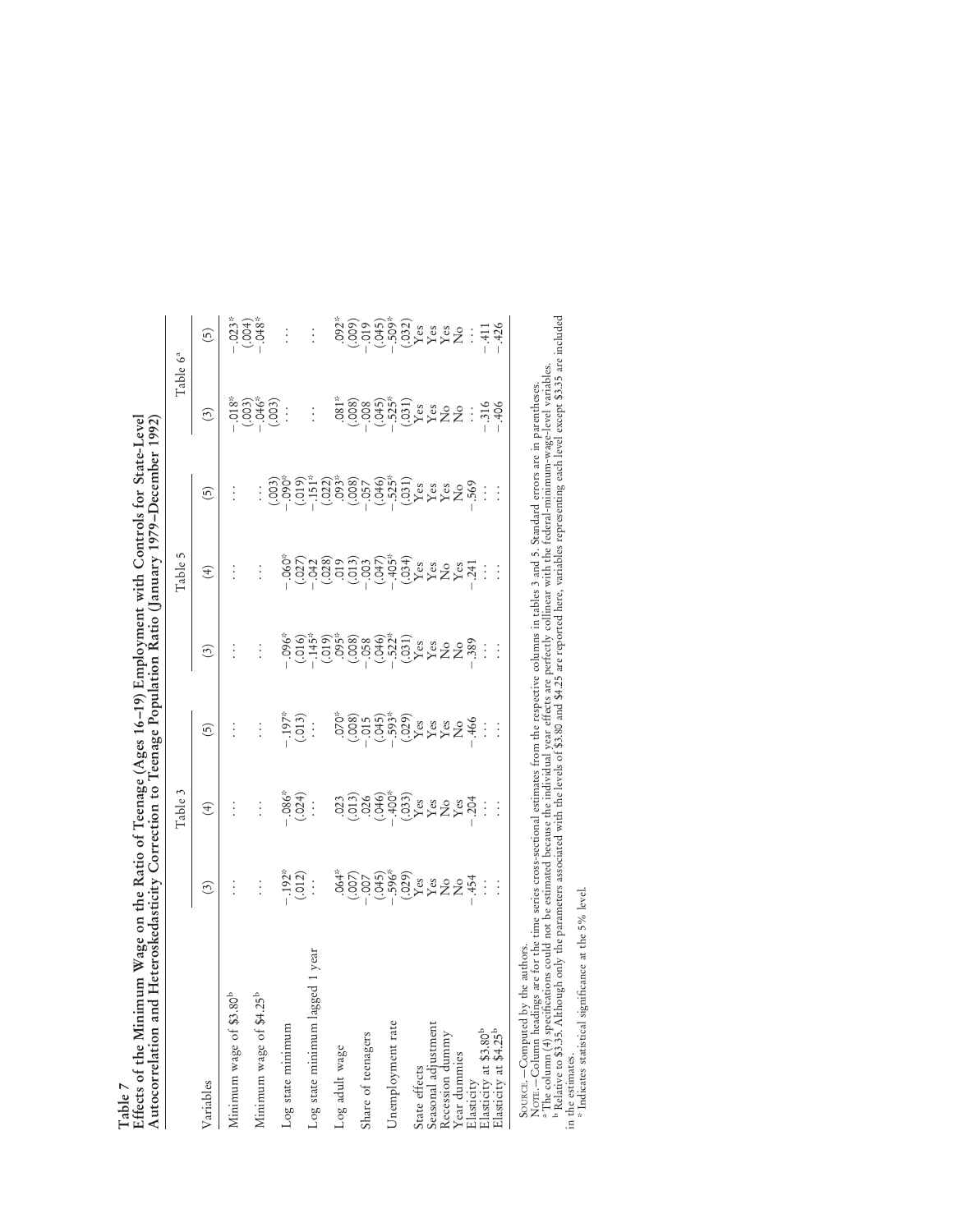**Table 7**
**Effects of the Minimum Wage on the Ratio of Teenage (Ages 16–19) Employment with Controls for State-Level Autocorrelation and Heteroskedasticity Correction to Teenage Population Ratio (January 1979–December 1992)**

| Variables | Table 3 (3) | Table 3 (4) | Table 3 (5) | Table 5 (3) | Table 5 (4) | Table 5 (5) | Table 6[a] (3) | Table 6[a] (5) |
|---|---|---|---|---|---|---|---|---|
| Minimum wage of \$3.80[b] | . . . | . . . | . . . | . . . | . . . | . . . | −.018* | −.023* |
| | | | | | | | (.003) | (.004) |
| Minimum wage of \$4.25[b] | . . . | . . . | . . . | . . . | . . . | . . . | −.046* | −.048* |
| | | | | | | | (.003) | |
| Log state minimum | −.192* | −.086* | −.197* | . . . | . . . | . . . | . . . | . . . |
| | (.012) | (.024) | (.013) | | | (.003) | | |
| Log state minimum lagged 1 year | . . . | . . . | . . . | −.096* | −.060* | −.090* | . . . | . . . |
| | | | | (.016) | (.027) | (.019) | | |
| | | | | −.145* | −.042 | −.151* | | |
| | | | | (.019) | (.028) | (.022) | | |
| Log adult wage | .064* | .023 | .070* | .095* | .019 | .093* | .081* | .092* |
| | (.007) | (.013) | (.008) | (.008) | (.013) | (.008) | (.008) | (.009) |
| Share of teenagers | −.007 | .026 | −.015 | −.058 | −.003 | −.057 | −.008 | −.019 |
| | (.045) | (.046) | (.045) | (.046) | (.047) | (.046) | (.045) | (.045) |
| Unemployment rate | −.596* | −.400* | −.593* | −.522* | −.405* | −.525* | −.525* | −.509* |
| | (.029) | (.033) | (.029) | (.031) | (.034) | (.031) | (.031) | (.032) |
| State effects | Yes | Yes | Yes | Yes | Yes | Yes | Yes | Yes |
| Seasonal adjustment | Yes | Yes | Yes | Yes | Yes | Yes | Yes | Yes |
| Recession dummy | No | No | Yes | No | No | Yes | No | Yes |
| Year dummies | No | Yes | No | No | Yes | No | No | No |
| Elasticity | −.454 | −.204 | −.466 | −.389 | −.241 | −.569 | . . . | . . . |
| Elasticity at \$3.80[b] | . . . | . . . | . . . | . . . | . . . | . . . | −.316 | −.411 |
| Elasticity at \$4.25[b] | . . . | . . . | . . . | . . . | . . . | . . . | −.406 | −.426 |

Source.—Computed by the authors.

Note.—Column headings are for the time series cross-sectional estimates from the respective columns in tables 3 and 5. Standard errors are in parentheses.

[a] The column (4) specifications could not be estimated because the individual year effects are perfectly collinear with the federal-minimum-wage-level variables.

[b] Relative to \$3.35. Although only the parameters associated with the levels of \$3.80 and \$4.25 are reported here, variables representing each level except \$3.35 are included in the estimates.

* Indicates statistical significance at the 5% level.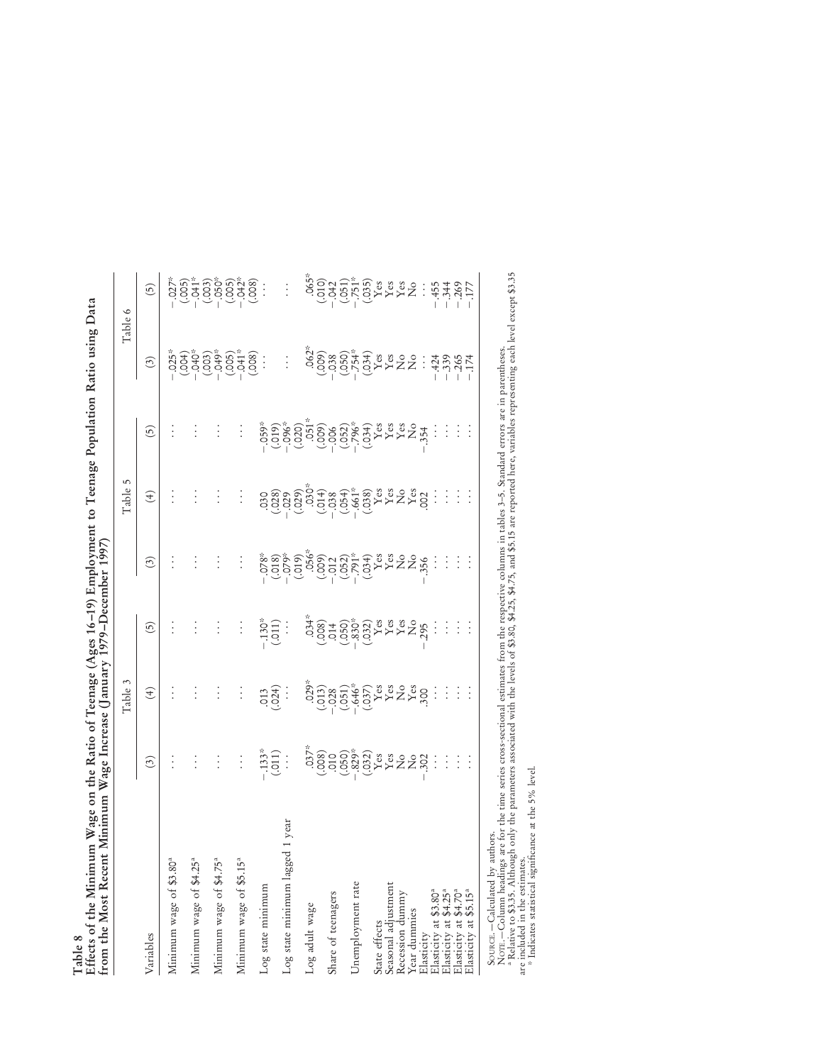**Table 8**
**Effects of the Minimum Wage on the Ratio of Teenage (Ages 16–19) Employment to Teenage Population Ratio using Data from the Most Recent Minimum Wage Increase (January 1979–December 1997)**

| | Table 3 | | | Table 5 | | | Table 6 | |
|---|---|---|---|---|---|---|---|---|
| Variables | (3) | (4) | (5) | (3) | (4) | (5) | (3) | (5) |
| Minimum wage of \$3.80[a] | . . . | . . . | . . . | . . . | . . . | . . . | −.025* | −.027* |
| | | | | | | | (.004) | (.005) |
| Minimum wage of \$4.25[a] | . . . | . . . | . . . | . . . | . . . | . . . | −.040* | −.041* |
| | | | | | | | (.003) | (.003) |
| Minimum wage of \$4.75[a] | . . . | . . . | . . . | . . . | . . . | . . . | −.049* | −.050* |
| | | | | | | | (.005) | (.005) |
| Minimum wage of \$5.15[a] | . . . | . . . | . . . | . . . | . . . | . . . | −.041* | −.042* |
| | | | | | | | (.008) | (.008) |
| Log state minimum | −.133* | .013 | −.130* | −.078* | .030 | −.059* | . . . | . . . |
| | (.011) | (.024) | (.011) | (.018) | (.028) | (.019) | | |
| Log state minimum lagged 1 year | . . . | . . . | . . . | −.079* | −.029 | −.096* | . . . | . . . |
| | | | | (.019) | (.029) | (.020) | | |
| Log adult wage | .037* | .029* | .034* | .056* | .030* | .051* | .062* | .065* |
| | (.008) | (.013) | (.008) | (.009) | (.014) | (.009) | (.009) | (.010) |
| Share of teenagers | .010 | −.028 | .014 | −.012 | −.038 | −.006 | −.038 | −.042 |
| | (.050) | (.051) | (.050) | (.052) | (.054) | (.052) | (.050) | (.051) |
| Unemployment rate | −.829* | −.646* | −.830* | −.791* | −.661* | −.796* | −.754* | −.751* |
| | (.032) | (.037) | (.032) | (.034) | (.038) | (.034) | (.034) | (.035) |
| State effects | Yes | Yes | Yes | Yes | Yes | Yes | Yes | Yes |
| Seasonal adjustment | Yes | Yes | Yes | Yes | Yes | Yes | Yes | Yes |
| Recession dummy | No | No | Yes | No | No | Yes | No | Yes |
| Year dummies | No | Yes | No | No | Yes | No | No | No |
| Elasticity | −.302 | .300 | −.295 | −.356 | .002 | −.354 | . . . | . . . |
| Elasticity at \$3.80[a] | . . . | . . . | . . . | . . . | . . . | . . . | −.424 | −.455 |
| Elasticity at \$4.25[a] | . . . | . . . | . . . | . . . | . . . | . . . | −.339 | −.344 |
| Elasticity at \$4.70[a] | . . . | . . . | . . . | . . . | . . . | . . . | −.265 | −.269 |
| Elasticity at \$5.15[a] | . . . | . . . | . . . | . . . | . . . | . . . | −.174 | −.177 |

Source.—Calculated by authors.
Note.—Column headings are for the time series cross-sectional estimates from the respective columns in tables 3–5. Standard errors are in parentheses.
[a] Relative to \$3.35. Although only the parameters associated with the levels of \$3.80, \$4.25, \$4.75, and \$5.15 are reported here, variables representing each level except \$3.35 are included in the estimates.
* Indicates statistical significance at the 5% level.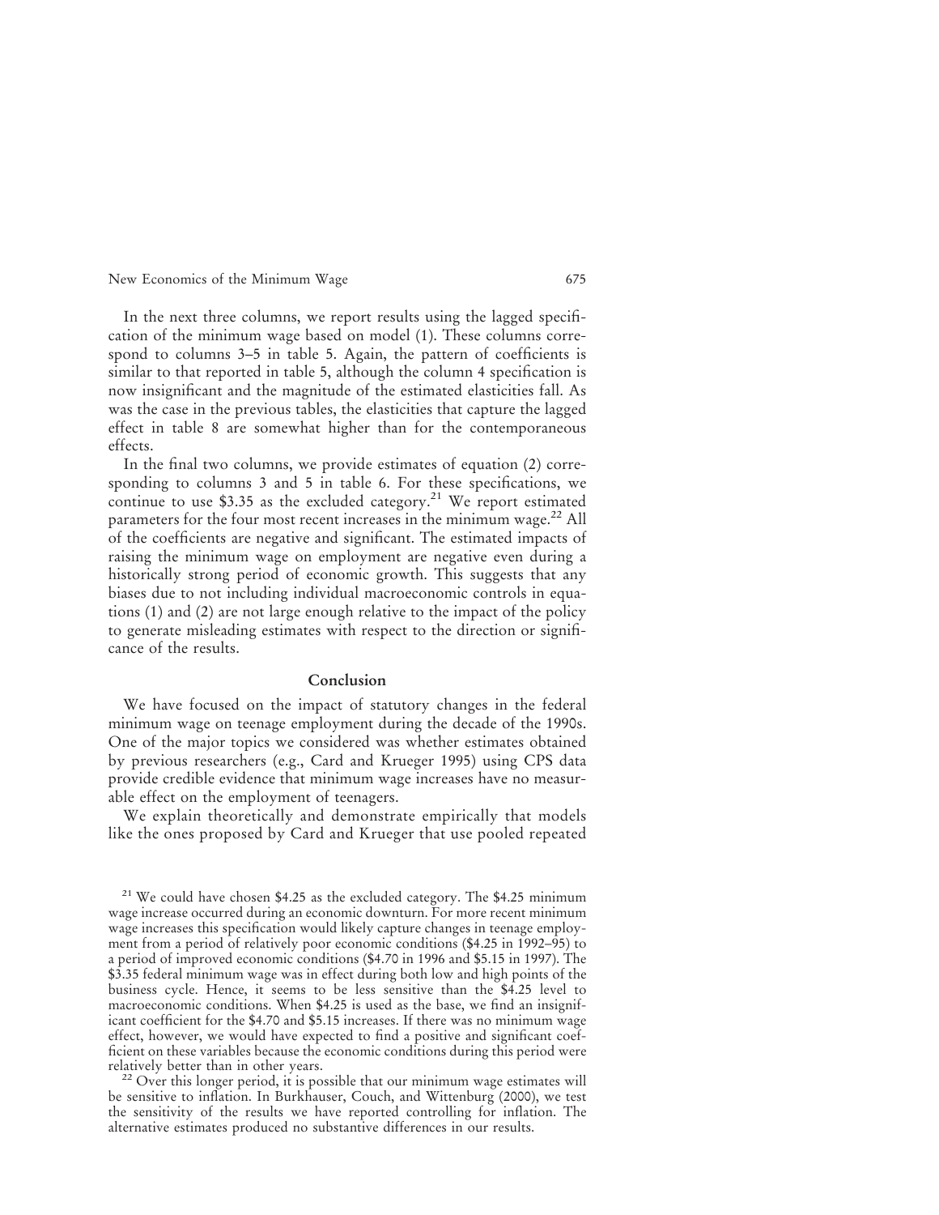In the next three columns, we report results using the lagged specification of the minimum wage based on model (1). These columns correspond to columns 3–5 in table 5. Again, the pattern of coefficients is similar to that reported in table 5, although the column 4 specification is now insignificant and the magnitude of the estimated elasticities fall. As was the case in the previous tables, the elasticities that capture the lagged effect in table 8 are somewhat higher than for the contemporaneous effects.

In the final two columns, we provide estimates of equation (2) corresponding to columns 3 and 5 in table 6. For these specifications, we continue to use \$3.35 as the excluded category.[21] We report estimated parameters for the four most recent increases in the minimum wage.[22] All of the coefficients are negative and significant. The estimated impacts of raising the minimum wage on employment are negative even during a historically strong period of economic growth. This suggests that any biases due to not including individual macroeconomic controls in equations (1) and (2) are not large enough relative to the impact of the policy to generate misleading estimates with respect to the direction or significance of the results.

## Conclusion

We have focused on the impact of statutory changes in the federal minimum wage on teenage employment during the decade of the 1990s. One of the major topics we considered was whether estimates obtained by previous researchers (e.g., Card and Krueger 1995) using CPS data provide credible evidence that minimum wage increases have no measurable effect on the employment of teenagers.

We explain theoretically and demonstrate empirically that models like the ones proposed by Card and Krueger that use pooled repeated

[21] We could have chosen \$4.25 as the excluded category. The \$4.25 minimum wage increase occurred during an economic downturn. For more recent minimum wage increases this specification would likely capture changes in teenage employment from a period of relatively poor economic conditions (\$4.25 in 1992–95) to a period of improved economic conditions (\$4.70 in 1996 and \$5.15 in 1997). The \$3.35 federal minimum wage was in effect during both low and high points of the business cycle. Hence, it seems to be less sensitive than the \$4.25 level to macroeconomic conditions. When \$4.25 is used as the base, we find an insignificant coefficient for the \$4.70 and \$5.15 increases. If there was no minimum wage effect, however, we would have expected to find a positive and significant coefficient on these variables because the economic conditions during this period were relatively better than in other years.

[22] Over this longer period, it is possible that our minimum wage estimates will be sensitive to inflation. In Burkhauser, Couch, and Wittenburg (2000), we test the sensitivity of the results we have reported controlling for inflation. The alternative estimates produced no substantive differences in our results.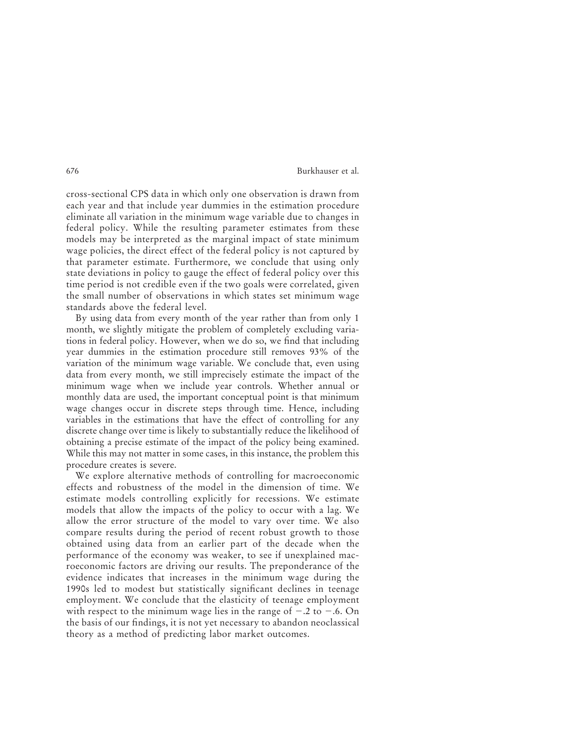cross-sectional CPS data in which only one observation is drawn from each year and that include year dummies in the estimation procedure eliminate all variation in the minimum wage variable due to changes in federal policy. While the resulting parameter estimates from these models may be interpreted as the marginal impact of state minimum wage policies, the direct effect of the federal policy is not captured by that parameter estimate. Furthermore, we conclude that using only state deviations in policy to gauge the effect of federal policy over this time period is not credible even if the two goals were correlated, given the small number of observations in which states set minimum wage standards above the federal level.

By using data from every month of the year rather than from only 1 month, we slightly mitigate the problem of completely excluding variations in federal policy. However, when we do so, we find that including year dummies in the estimation procedure still removes 93% of the variation of the minimum wage variable. We conclude that, even using data from every month, we still imprecisely estimate the impact of the minimum wage when we include year controls. Whether annual or monthly data are used, the important conceptual point is that minimum wage changes occur in discrete steps through time. Hence, including variables in the estimations that have the effect of controlling for any discrete change over time is likely to substantially reduce the likelihood of obtaining a precise estimate of the impact of the policy being examined. While this may not matter in some cases, in this instance, the problem this procedure creates is severe.

We explore alternative methods of controlling for macroeconomic effects and robustness of the model in the dimension of time. We estimate models controlling explicitly for recessions. We estimate models that allow the impacts of the policy to occur with a lag. We allow the error structure of the model to vary over time. We also compare results during the period of recent robust growth to those obtained using data from an earlier part of the decade when the performance of the economy was weaker, to see if unexplained macroeconomic factors are driving our results. The preponderance of the evidence indicates that increases in the minimum wage during the 1990s led to modest but statistically significant declines in teenage employment. We conclude that the elasticity of teenage employment with respect to the minimum wage lies in the range of $-.2$ to $-.6$. On the basis of our findings, it is not yet necessary to abandon neoclassical theory as a method of predicting labor market outcomes.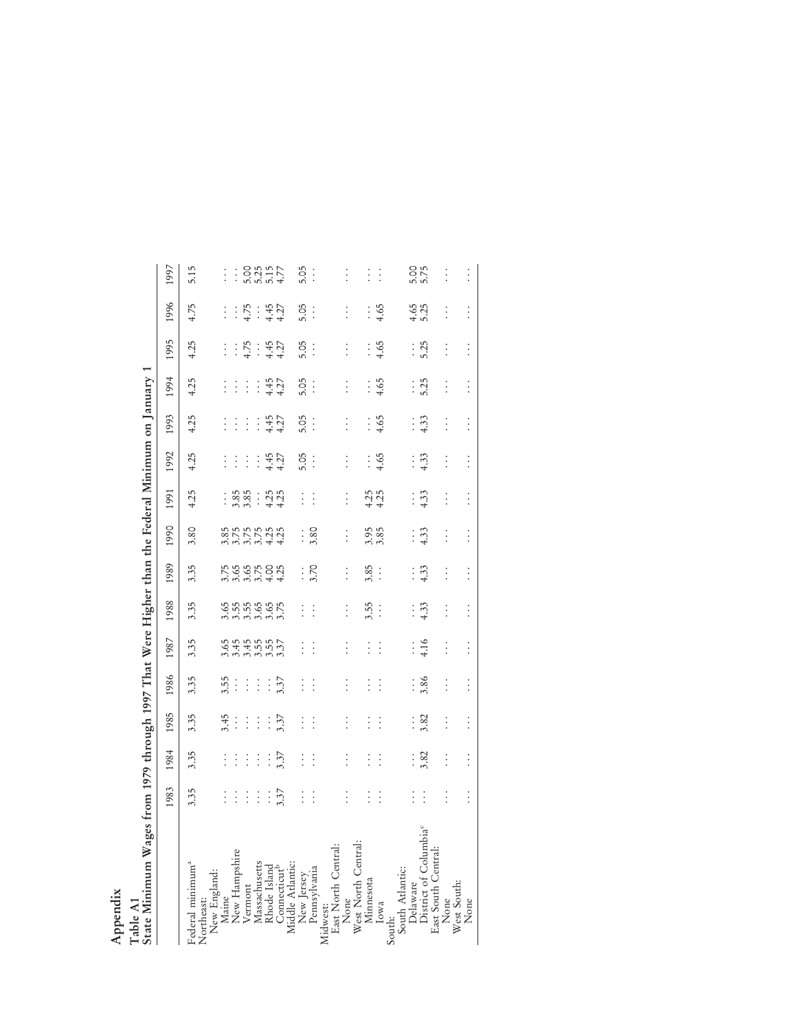# Appendix

**Table A1**
**State Minimum Wages from 1979 through 1997 That Were Higher than the Federal Minimum on January 1**

| | 1983 | 1984 | 1985 | 1986 | 1987 | 1988 | 1989 | 1990 | 1991 | 1992 | 1993 | 1994 | 1995 | 1996 | 1997 |
|---|---|---|---|---|---|---|---|---|---|---|---|---|---|---|---|
| Federal minimum[a] | 3.35 | 3.35 | 3.35 | 3.35 | 3.35 | 3.35 | 3.35 | 3.80 | 4.25 | 4.25 | 4.25 | 4.25 | 4.25 | 4.75 | 5.15 |
| Northeast: | | | | | | | | | | | | | | | |
| New England: | | | | | | | | | | | | | | | |
| Maine | ... | ... | 3.45 | 3.55 | 3.65 | 3.65 | 3.75 | 3.85 | ... | ... | ... | ... | ... | ... | ... |
| New Hampshire | ... | ... | ... | ... | 3.45 | 3.55 | 3.65 | 3.75 | 3.85 | ... | ... | ... | ... | ... | ... |
| Vermont | ... | ... | ... | ... | 3.45 | 3.55 | 3.65 | 3.75 | 3.85 | ... | ... | ... | 4.75 | 4.75 | 5.00 |
| Massachusetts | ... | ... | ... | ... | 3.55 | 3.65 | 3.75 | 3.75 | ... | ... | ... | ... | ... | ... | 5.25 |
| Rhode Island | ... | ... | ... | ... | 3.55 | 3.65 | 4.00 | 4.25 | 4.25 | 4.45 | 4.45 | 4.45 | 4.45 | 4.45 | 5.15 |
| Connecticut[b] | 3.37 | 3.37 | 3.37 | 3.37 | 3.37 | 3.75 | 4.25 | 4.25 | 4.25 | 4.27 | 4.27 | 4.27 | 4.27 | 4.27 | 4.77 |
| Middle Atlantic: | | | | | | | | | | | | | | | |
| New Jersey | ... | ... | ... | ... | ... | ... | ... | ... | ... | 5.05 | 5.05 | 5.05 | 5.05 | 5.05 | 5.05 |
| Pennsylvania | ... | ... | ... | ... | ... | ... | 3.70 | 3.80 | ... | ... | ... | ... | ... | ... | ... |
| Midwest: | | | | | | | | | | | | | | | |
| East North Central: | | | | | | | | | | | | | | | |
| None | ... | ... | ... | ... | ... | ... | ... | ... | ... | ... | ... | ... | ... | ... | ... |
| West North Central: | | | | | | | | | | | | | | | |
| Minnesota | ... | ... | ... | ... | ... | 3.55 | 3.85 | 3.95 | 4.25 | ... | ... | ... | ... | ... | ... |
| Iowa | ... | ... | ... | ... | ... | ... | ... | 3.85 | 4.25 | 4.65 | 4.65 | 4.65 | 4.65 | 4.65 | ... |
| South: | | | | | | | | | | | | | | | |
| South Atlantic: | | | | | | | | | | | | | | | |
| Delaware | ... | ... | ... | ... | ... | ... | ... | ... | ... | ... | ... | ... | ... | 4.65 | 5.00 |
| District of Columbia[c] | ... | 3.82 | 3.82 | 3.86 | 4.16 | 4.33 | 4.33 | 4.33 | 4.33 | 4.33 | 4.33 | 5.25 | 5.25 | 5.25 | 5.75 |
| East South Central: | | | | | | | | | | | | | | | |
| None | ... | ... | ... | ... | ... | ... | ... | ... | ... | ... | ... | ... | ... | ... | ... |
| West South: | | | | | | | | | | | | | | | |
| None | ... | ... | ... | ... | ... | ... | ... | ... | ... | ... | ... | ... | ... | ... | ... |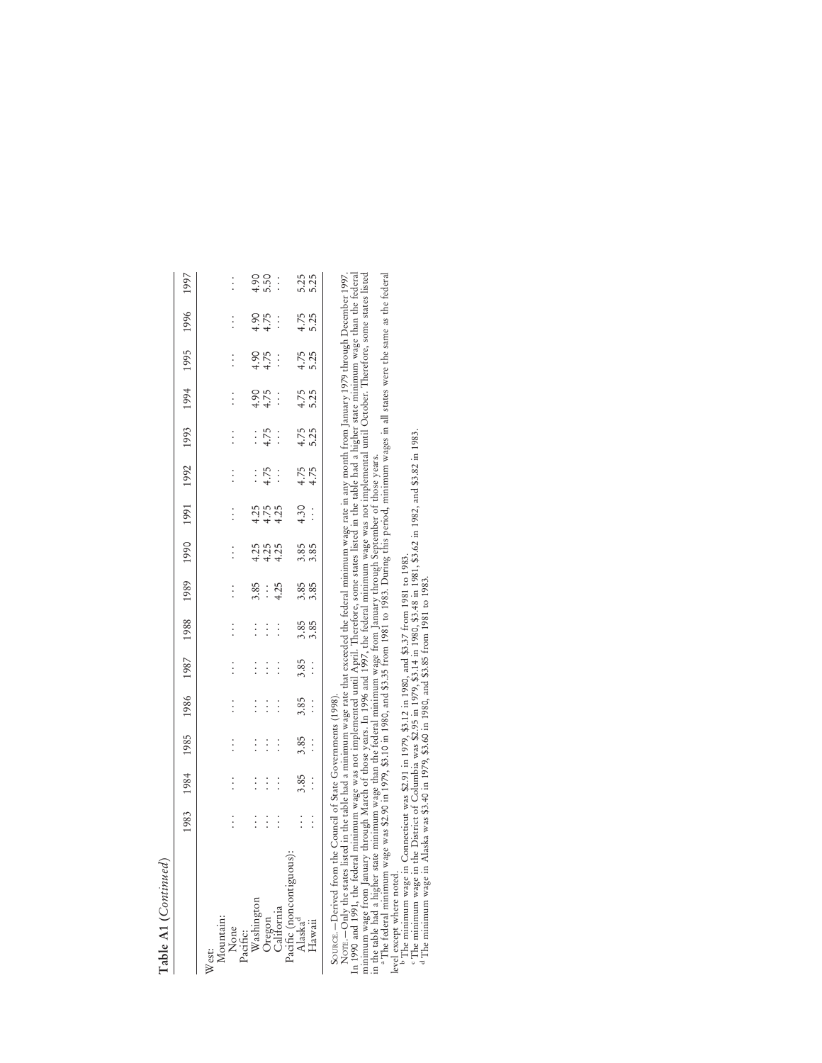**Table A1** (*Continued*)

| | 1983 | 1984 | 1985 | 1986 | 1987 | 1988 | 1989 | 1990 | 1991 | 1992 | 1993 | 1994 | 1995 | 1996 | 1997 |
|---|---|---|---|---|---|---|---|---|---|---|---|---|---|---|---|
| West: | | | | | | | | | | | | | | | |
| Mountain: | | | | | | | | | | | | | | | |
| None | ... | ... | ... | ... | ... | ... | ... | ... | ... | ... | ... | ... | ... | ... | ... |
| Pacific: | | | | | | | | | | | | | | | |
| Washington | ... | ... | ... | ... | ... | ... | 3.85 | 4.25 | 4.25 | ... | ... | 4.90 | 4.90 | 4.90 | 4.90 |
| Oregon | ... | ... | ... | ... | ... | ... | ... | 4.25 | 4.75 | 4.75 | 4.75 | 4.75 | 4.75 | 4.75 | 5.50 |
| California | ... | ... | ... | ... | ... | ... | 4.25 | 4.25 | 4.25 | ... | ... | ... | ... | ... | ... |
| Pacific (noncontiguous): | | | | | | | | | | | | | | | |
| Alaska[d] | ... | 3.85 | 3.85 | 3.85 | 3.85 | 3.85 | 3.85 | 3.85 | 4.30 | 4.75 | 4.75 | 4.75 | 4.75 | 4.75 | 5.25 |
| Hawaii | ... | ... | ... | ... | ... | 3.85 | 3.85 | 3.85 | ... | 4.75 | 5.25 | 5.25 | 5.25 | 5.25 | 5.25 |

SOURCE.—Derived from the Council of State Governments (1998).

NOTE.—Only the states listed in the table had a minimum wage rate that exceeded the federal minimum wage rate in any month from January 1979 through December 1997. In 1990 and 1991, the federal minimum wage was not implemented until April. Therefore, some states listed in the table had a higher state minimum wage than the federal minimum wage from January through March of those years. In 1996 and 1997, the federal minimum wage was not implemental until October. Therefore, some states listed in the table had a higher state minimum wage than the federal minimum wage from January through September of those years.

[a] The federal minimum wage was $2.90 in 1979, $3.10 in 1980, and $3.35 from 1981 to 1983. During this period, minimum wages in all states were the same as the federal level except where noted.

[b] The minimum wage in Connecticut was $2.91 in 1979, $3.12 in 1980, and $3.37 from 1981 to 1983.

[c] The minimum wage in the District of Columbia was $2.95 in 1979, $3.14 in 1980, $3.48 in 1981, $3.62 in 1982, and $3.82 in 1983.

[d] The minimum wage in Alaska was $3.40 in 1979, $3.60 in 1980, and $3.85 from 1981 to 1983.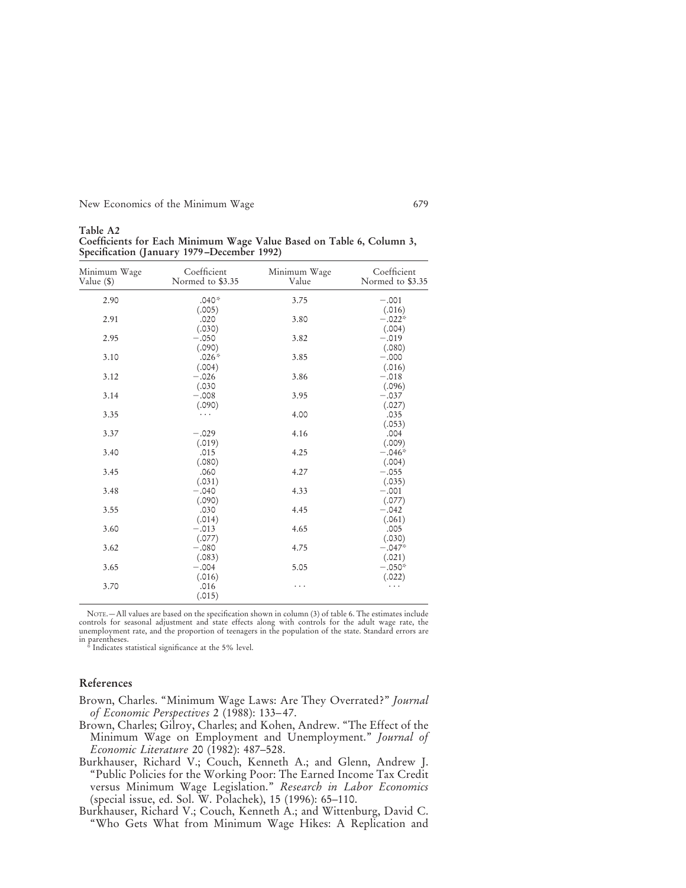**Table A2**
**Coefficients for Each Minimum Wage Value Based on Table 6, Column 3, Specification (January 1979–December 1992)**

| Minimum Wage Value ($) | Coefficient Normed to $3.35 | Minimum Wage Value | Coefficient Normed to $3.35 |
|---|---|---|---|
| 2.90 | .040* (.005) | 3.75 | −.001 (.016) |
| 2.91 | .020 (.030) | 3.80 | −.022* (.004) |
| 2.95 | −.050 (.090) | 3.82 | −.019 (.080) |
| 3.10 | .026* (.004) | 3.85 | −.000 (.016) |
| 3.12 | −.026 (.030 | 3.86 | −.018 (.096) |
| 3.14 | −.008 (.090) | 3.95 | −.037 (.027) |
| 3.35 | . . . | 4.00 | .035 (.053) |
| 3.37 | −.029 (.019) | 4.16 | .004 (.009) |
| 3.40 | .015 (.080) | 4.25 | −.046* (.004) |
| 3.45 | .060 (.031) | 4.27 | −.055 (.035) |
| 3.48 | −.040 (.090) | 4.33 | −.001 (.077) |
| 3.55 | .030 (.014) | 4.45 | −.042 (.061) |
| 3.60 | −.013 (.077) | 4.65 | .005 (.030) |
| 3.62 | −.080 (.083) | 4.75 | −.047* (.021) |
| 3.65 | −.004 (.016) | 5.05 | −.050* (.022) |
| 3.70 | .016 (.015) | . . . | . . . |

Note.—All values are based on the specification shown in column (3) of table 6. The estimates include controls for seasonal adjustment and state effects along with controls for the adult wage rate, the unemployment rate, and the proportion of teenagers in the population of the state. Standard errors are in parentheses.

\* Indicates statistical significance at the 5% level.

## References

Brown, Charles. "Minimum Wage Laws: Are They Overrated?" *Journal of Economic Perspectives* 2 (1988): 133–47.

Brown, Charles; Gilroy, Charles; and Kohen, Andrew. "The Effect of the Minimum Wage on Employment and Unemployment." *Journal of Economic Literature* 20 (1982): 487–528.

Burkhauser, Richard V.; Couch, Kenneth A.; and Glenn, Andrew J. "Public Policies for the Working Poor: The Earned Income Tax Credit versus Minimum Wage Legislation." *Research in Labor Economics* (special issue, ed. Sol. W. Polachek), 15 (1996): 65–110.

Burkhauser, Richard V.; Couch, Kenneth A.; and Wittenburg, David C. "Who Gets What from Minimum Wage Hikes: A Replication and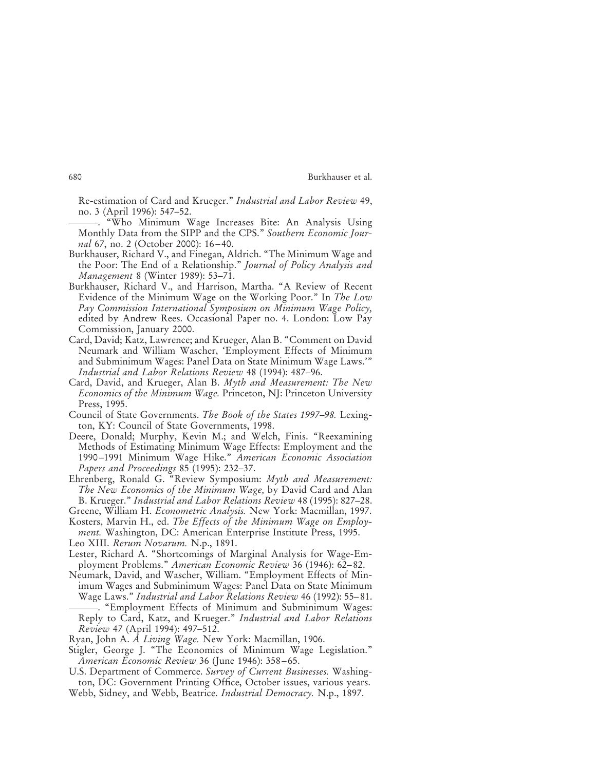Re-estimation of Card and Krueger." *Industrial and Labor Review* 49, no. 3 (April 1996): 547–52.

———. "Who Minimum Wage Increases Bite: An Analysis Using Monthly Data from the SIPP and the CPS." *Southern Economic Journal* 67, no. 2 (October 2000): 16–40.

Burkhauser, Richard V., and Finegan, Aldrich. "The Minimum Wage and the Poor: The End of a Relationship." *Journal of Policy Analysis and Management* 8 (Winter 1989): 53–71.

Burkhauser, Richard V., and Harrison, Martha. "A Review of Recent Evidence of the Minimum Wage on the Working Poor." In *The Low Pay Commission International Symposium on Minimum Wage Policy,* edited by Andrew Rees. Occasional Paper no. 4. London: Low Pay Commission, January 2000.

Card, David; Katz, Lawrence; and Krueger, Alan B. "Comment on David Neumark and William Wascher, 'Employment Effects of Minimum and Subminimum Wages: Panel Data on State Minimum Wage Laws.'" *Industrial and Labor Relations Review* 48 (1994): 487–96.

Card, David, and Krueger, Alan B. *Myth and Measurement: The New Economics of the Minimum Wage.* Princeton, NJ: Princeton University Press, 1995.

Council of State Governments. *The Book of the States 1997–98.* Lexington, KY: Council of State Governments, 1998.

Deere, Donald; Murphy, Kevin M.; and Welch, Finis. "Reexamining Methods of Estimating Minimum Wage Effects: Employment and the 1990–1991 Minimum Wage Hike." *American Economic Association Papers and Proceedings* 85 (1995): 232–37.

Ehrenberg, Ronald G. "Review Symposium: *Myth and Measurement: The New Economics of the Minimum Wage,* by David Card and Alan B. Krueger." *Industrial and Labor Relations Review* 48 (1995): 827–28.

Greene, William H. *Econometric Analysis.* New York: Macmillan, 1997.

Kosters, Marvin H., ed. *The Effects of the Minimum Wage on Employment.* Washington, DC: American Enterprise Institute Press, 1995.

Leo XIII. *Rerum Novarum.* N.p., 1891.

Lester, Richard A. "Shortcomings of Marginal Analysis for Wage-Employment Problems." *American Economic Review* 36 (1946): 62–82.

Neumark, David, and Wascher, William. "Employment Effects of Minimum Wages and Subminimum Wages: Panel Data on State Minimum Wage Laws." *Industrial and Labor Relations Review* 46 (1992): 55–81.

———. "Employment Effects of Minimum and Subminimum Wages: Reply to Card, Katz, and Krueger." *Industrial and Labor Relations Review* 47 (April 1994): 497–512.

Ryan, John A. *A Living Wage.* New York: Macmillan, 1906.

Stigler, George J. "The Economics of Minimum Wage Legislation." *American Economic Review* 36 (June 1946): 358–65.

U.S. Department of Commerce. *Survey of Current Businesses.* Washington, DC: Government Printing Office, October issues, various years.

Webb, Sidney, and Webb, Beatrice. *Industrial Democracy.* N.p., 1897.